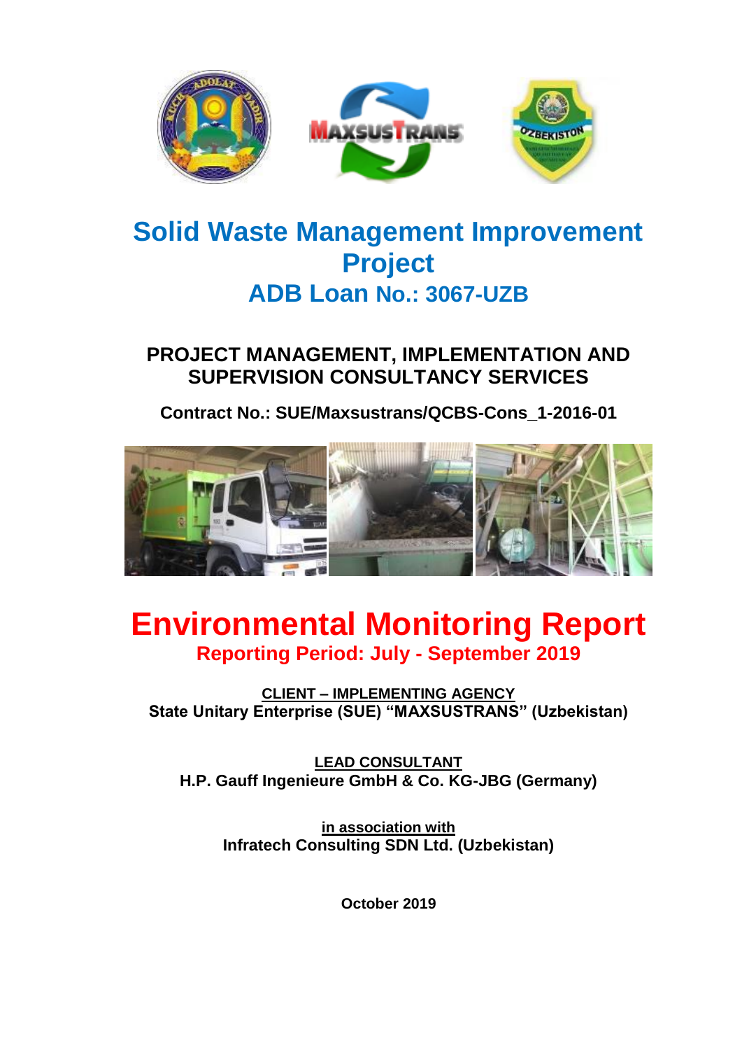# Solid Waste Management Improvement Project

## ADB Loan No.: 3067-UZB

### PROJECT MANAGEMENT, IMPLEMENTATION AND SUPERVISION CONSULTANCY SERVICES

**Contract No.: SUE/Maxsustrans/QCBS-Cons_1-2016-01**

# Environmental Monitoring Report

## Reporting Period: July - September 2019

**<u>CLIENT – IMPLEMENTING AGENCY</u>**
**State Unitary Enterprise (SUE) "MAXSUSTRANS" (Uzbekistan)**

**<u>LEAD CONSULTANT</u>**
**H.P. Gauff Ingenieure GmbH & Co. KG-JBG (Germany)**

**<u>in association with</u>**
**Infratech Consulting SDN Ltd. (Uzbekistan)**

**October 2019**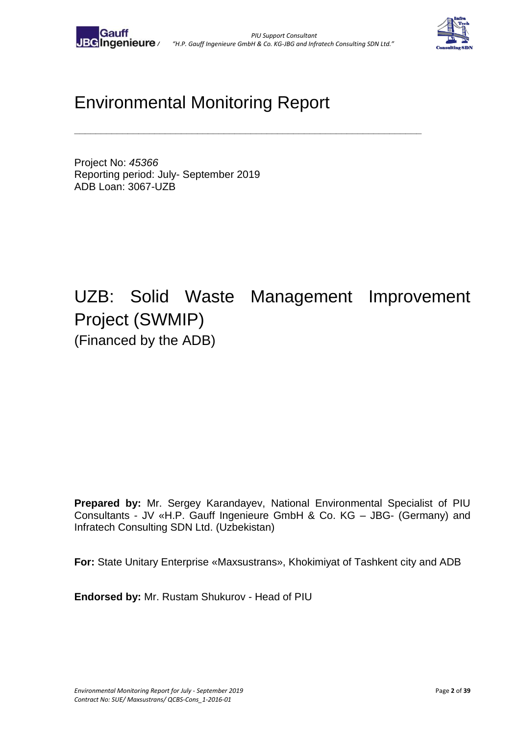# Environmental Monitoring Report

Project No: *45366*
Reporting period: July- September 2019
ADB Loan: 3067-UZB

# UZB: Solid Waste Management Improvement Project (SWMIP)

(Financed by the ADB)

**Prepared by:** Mr. Sergey Karandayev, National Environmental Specialist of PIU Consultants - JV «H.P. Gauff Ingenieure GmbH & Co. KG – JBG- (Germany) and Infratech Consulting SDN Ltd. (Uzbekistan)

**For:** State Unitary Enterprise «Maxsustrans», Khokimiyat of Tashkent city and ADB

**Endorsed by:** Mr. Rustam Shukurov - Head of PIU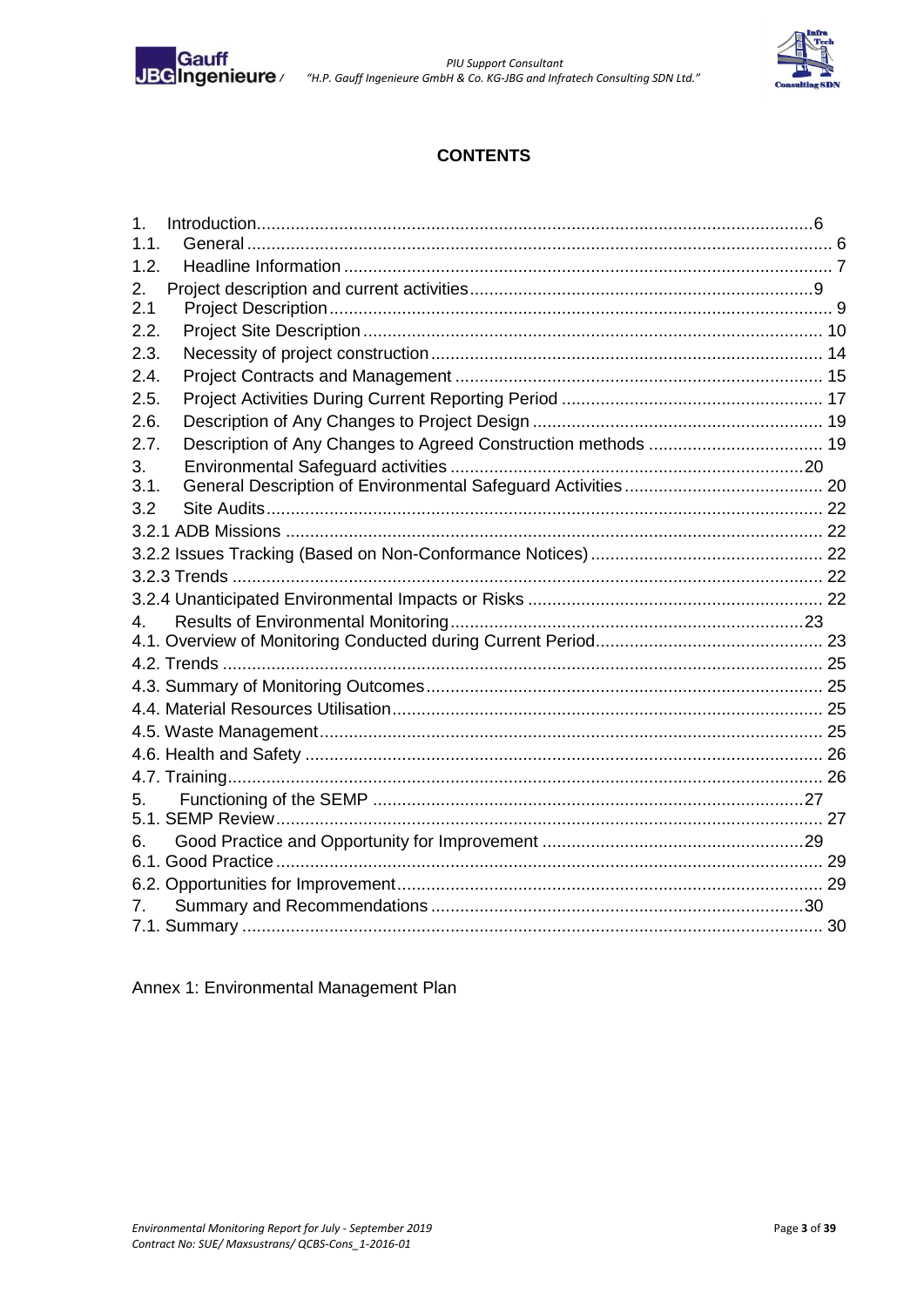# CONTENTS

1. Introduction ........................................................................................................6
1.1. General ........................................................................................................ 6
1.2. Headline Information ................................................................................... 7
2. Project description and current activities ......................................................9
2.1 Project Description ....................................................................................... 9
2.2. Project Site Description .............................................................................. 10
2.3. Necessity of project construction ................................................................ 14
2.4. Project Contracts and Management ........................................................... 15
2.5. Project Activities During Current Reporting Period ...................................... 17
2.6. Description of Any Changes to Project Design ............................................ 19
2.7. Description of Any Changes to Agreed Construction methods .................... 19
3. Environmental Safeguard activities .............................................................20
3.1. General Description of Environmental Safeguard Activities ......................... 20
3.2 Site Audits ................................................................................................... 22
3.2.1 ADB Missions .............................................................................................. 22
3.2.2 Issues Tracking (Based on Non-Conformance Notices) ................................ 22
3.2.3 Trends ......................................................................................................... 22
3.2.4 Unanticipated Environmental Impacts or Risks ............................................ 22
4. Results of Environmental Monitoring ..........................................................23
4.1. Overview of Monitoring Conducted during Current Period .............................. 23
4.2. Trends .......................................................................................................... 25
4.3. Summary of Monitoring Outcomes ................................................................. 25
4.4. Material Resources Utilisation ........................................................................ 25
4.5. Waste Management ....................................................................................... 25
4.6. Health and Safety .......................................................................................... 26
4.7. Training .......................................................................................................... 26
5. Functioning of the SEMP ............................................................................27
5.1. SEMP Review ................................................................................................ 27
6. Good Practice and Opportunity for Improvement ......................................29
6.1. Good Practice ................................................................................................ 29
6.2. Opportunities for Improvement ....................................................................... 29
7. Summary and Recommendations ..............................................................30
7.1. Summary ....................................................................................................... 30

Annex 1: Environmental Management Plan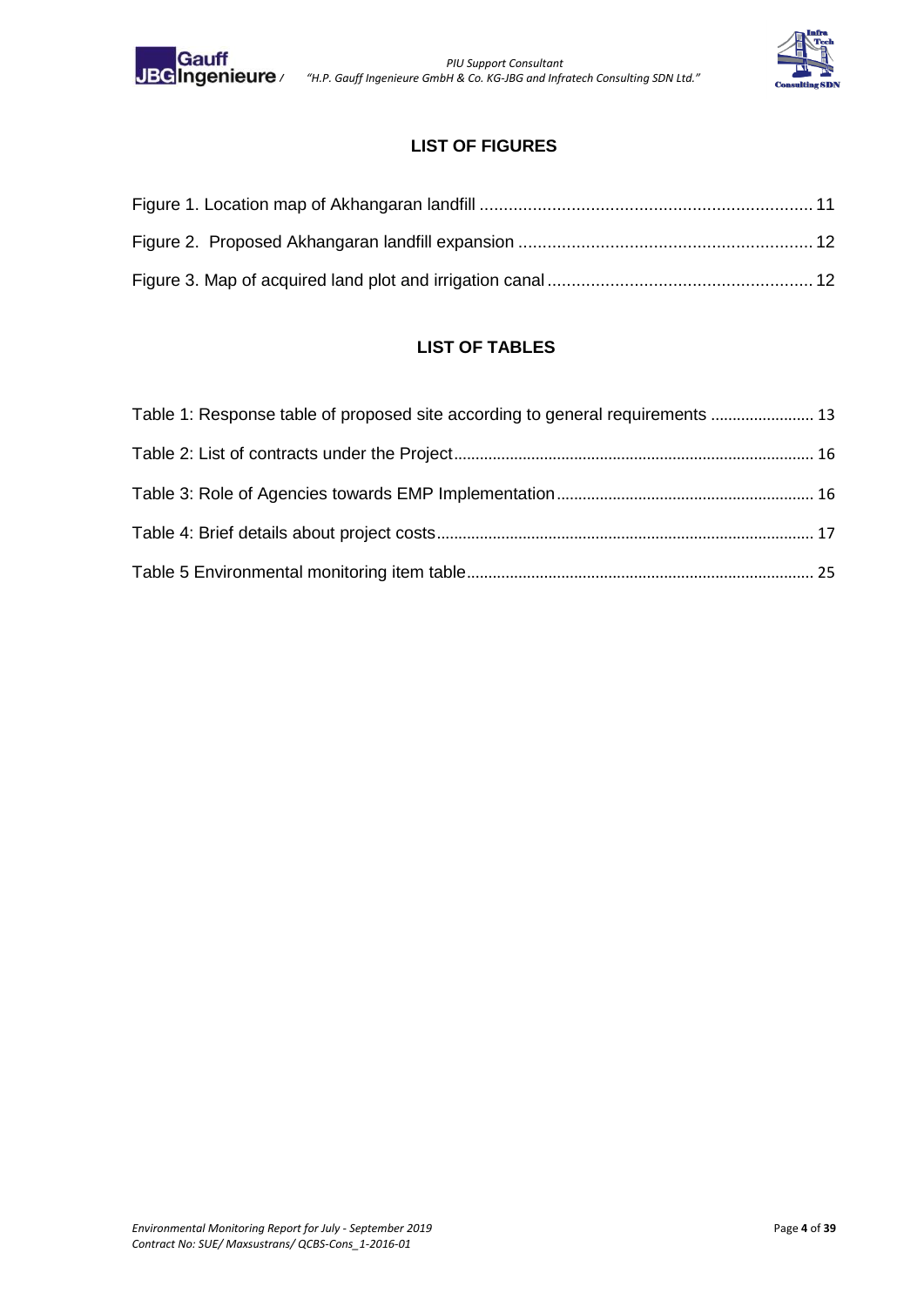## LIST OF FIGURES

Figure 1. Location map of Akhangaran landfill ..................................................................... 11

Figure 2. Proposed Akhangaran landfill expansion ............................................................. 12

Figure 3. Map of acquired land plot and irrigation canal ....................................................... 12

## LIST OF TABLES

Table 1: Response table of proposed site according to general requirements ........................ 13

Table 2: List of contracts under the Project ................................................................................... 16

Table 3: Role of Agencies towards EMP Implementation ........................................................... 16

Table 4: Brief details about project costs ....................................................................................... 17

Table 5 Environmental monitoring item table ................................................................................ 25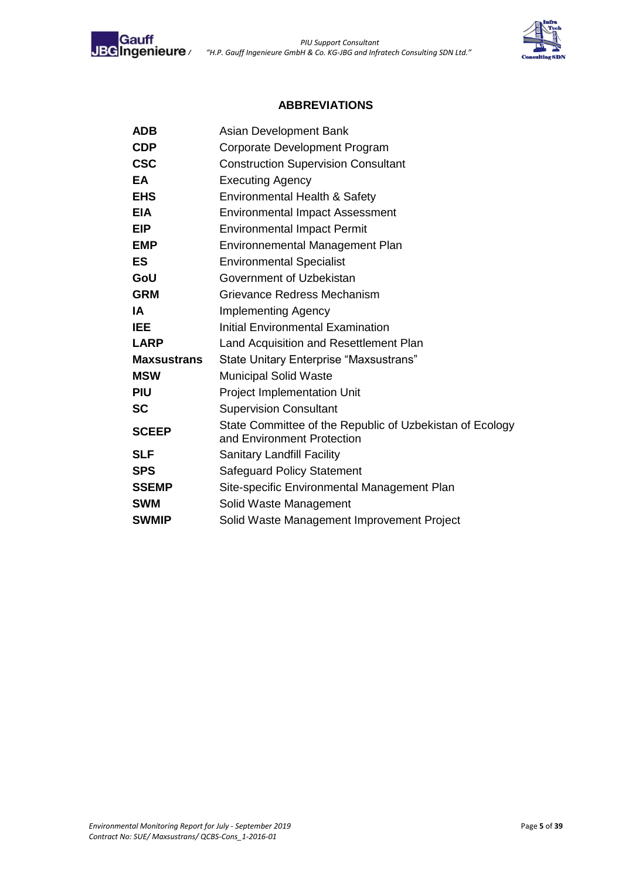## ABBREVIATIONS

| | |
|---|---|
| **ADB** | Asian Development Bank |
| **CDP** | Corporate Development Program |
| **CSC** | Construction Supervision Consultant |
| **EA** | Executing Agency |
| **EHS** | Environmental Health & Safety |
| **EIA** | Environmental Impact Assessment |
| **EIP** | Environmental Impact Permit |
| **EMP** | Environnemental Management Plan |
| **ES** | Environmental Specialist |
| **GoU** | Government of Uzbekistan |
| **GRM** | Grievance Redress Mechanism |
| **IA** | Implementing Agency |
| **IEE** | Initial Environmental Examination |
| **LARP** | Land Acquisition and Resettlement Plan |
| **Maxsustrans** | State Unitary Enterprise "Maxsustrans" |
| **MSW** | Municipal Solid Waste |
| **PIU** | Project Implementation Unit |
| **SC** | Supervision Consultant |
| **SCEEP** | State Committee of the Republic of Uzbekistan of Ecology and Environment Protection |
| **SLF** | Sanitary Landfill Facility |
| **SPS** | Safeguard Policy Statement |
| **SSEMP** | Site-specific Environmental Management Plan |
| **SWM** | Solid Waste Management |
| **SWMIP** | Solid Waste Management Improvement Project |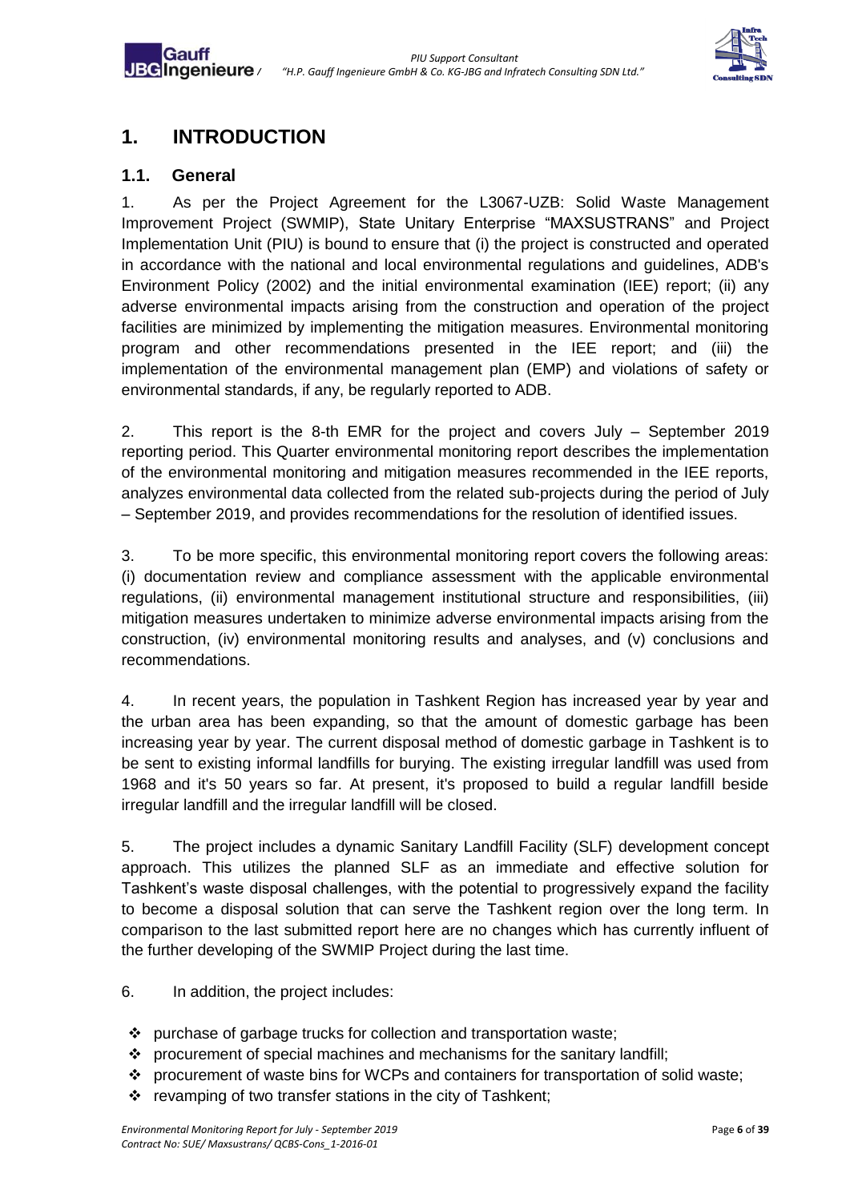# 1. INTRODUCTION

## 1.1. General

1. As per the Project Agreement for the L3067-UZB: Solid Waste Management Improvement Project (SWMIP), State Unitary Enterprise "MAXSUSTRANS" and Project Implementation Unit (PIU) is bound to ensure that (i) the project is constructed and operated in accordance with the national and local environmental regulations and guidelines, ADB's Environment Policy (2002) and the initial environmental examination (IEE) report; (ii) any adverse environmental impacts arising from the construction and operation of the project facilities are minimized by implementing the mitigation measures. Environmental monitoring program and other recommendations presented in the IEE report; and (iii) the implementation of the environmental management plan (EMP) and violations of safety or environmental standards, if any, be regularly reported to ADB.

2. This report is the 8-th EMR for the project and covers July – September 2019 reporting period. This Quarter environmental monitoring report describes the implementation of the environmental monitoring and mitigation measures recommended in the IEE reports, analyzes environmental data collected from the related sub-projects during the period of July – September 2019, and provides recommendations for the resolution of identified issues.

3. To be more specific, this environmental monitoring report covers the following areas: (i) documentation review and compliance assessment with the applicable environmental regulations, (ii) environmental management institutional structure and responsibilities, (iii) mitigation measures undertaken to minimize adverse environmental impacts arising from the construction, (iv) environmental monitoring results and analyses, and (v) conclusions and recommendations.

4. In recent years, the population in Tashkent Region has increased year by year and the urban area has been expanding, so that the amount of domestic garbage has been increasing year by year. The current disposal method of domestic garbage in Tashkent is to be sent to existing informal landfills for burying. The existing irregular landfill was used from 1968 and it's 50 years so far. At present, it's proposed to build a regular landfill beside irregular landfill and the irregular landfill will be closed.

5. The project includes a dynamic Sanitary Landfill Facility (SLF) development concept approach. This utilizes the planned SLF as an immediate and effective solution for Tashkent's waste disposal challenges, with the potential to progressively expand the facility to become a disposal solution that can serve the Tashkent region over the long term. In comparison to the last submitted report here are no changes which has currently influent of the further developing of the SWMIP Project during the last time.

6. In addition, the project includes:

- purchase of garbage trucks for collection and transportation waste;
- procurement of special machines and mechanisms for the sanitary landfill;
- procurement of waste bins for WCPs and containers for transportation of solid waste;
- revamping of two transfer stations in the city of Tashkent;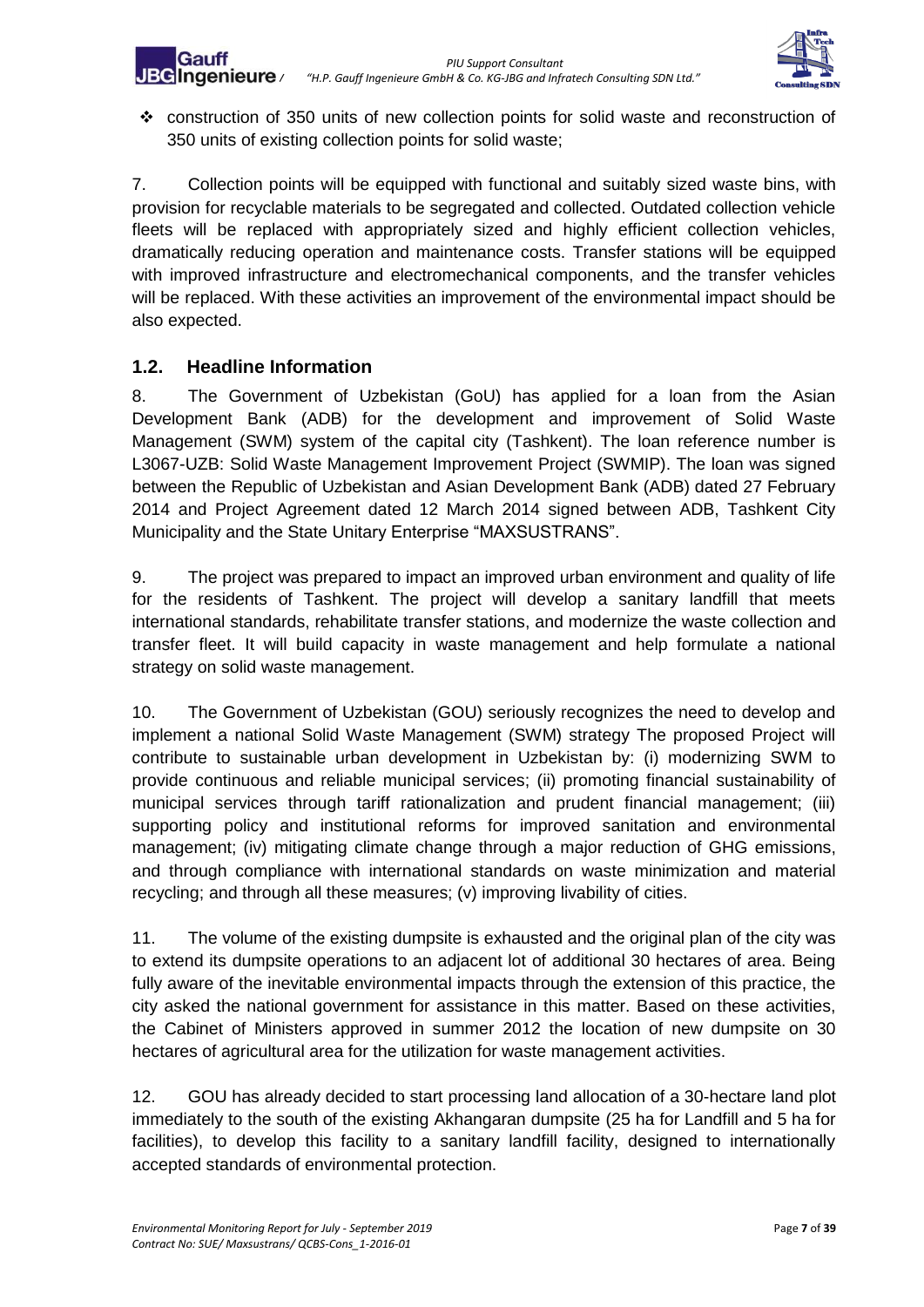- construction of 350 units of new collection points for solid waste and reconstruction of 350 units of existing collection points for solid waste;

7. Collection points will be equipped with functional and suitably sized waste bins, with provision for recyclable materials to be segregated and collected. Outdated collection vehicle fleets will be replaced with appropriately sized and highly efficient collection vehicles, dramatically reducing operation and maintenance costs. Transfer stations will be equipped with improved infrastructure and electromechanical components, and the transfer vehicles will be replaced. With these activities an improvement of the environmental impact should be also expected.

## 1.2. Headline Information

8. The Government of Uzbekistan (GoU) has applied for a loan from the Asian Development Bank (ADB) for the development and improvement of Solid Waste Management (SWM) system of the capital city (Tashkent). The loan reference number is L3067-UZB: Solid Waste Management Improvement Project (SWMIP). The loan was signed between the Republic of Uzbekistan and Asian Development Bank (ADB) dated 27 February 2014 and Project Agreement dated 12 March 2014 signed between ADB, Tashkent City Municipality and the State Unitary Enterprise "MAXSUSTRANS".

9. The project was prepared to impact an improved urban environment and quality of life for the residents of Tashkent. The project will develop a sanitary landfill that meets international standards, rehabilitate transfer stations, and modernize the waste collection and transfer fleet. It will build capacity in waste management and help formulate a national strategy on solid waste management.

10. The Government of Uzbekistan (GOU) seriously recognizes the need to develop and implement a national Solid Waste Management (SWM) strategy The proposed Project will contribute to sustainable urban development in Uzbekistan by: (i) modernizing SWM to provide continuous and reliable municipal services; (ii) promoting financial sustainability of municipal services through tariff rationalization and prudent financial management; (iii) supporting policy and institutional reforms for improved sanitation and environmental management; (iv) mitigating climate change through a major reduction of GHG emissions, and through compliance with international standards on waste minimization and material recycling; and through all these measures; (v) improving livability of cities.

11. The volume of the existing dumpsite is exhausted and the original plan of the city was to extend its dumpsite operations to an adjacent lot of additional 30 hectares of area. Being fully aware of the inevitable environmental impacts through the extension of this practice, the city asked the national government for assistance in this matter. Based on these activities, the Cabinet of Ministers approved in summer 2012 the location of new dumpsite on 30 hectares of agricultural area for the utilization for waste management activities.

12. GOU has already decided to start processing land allocation of a 30-hectare land plot immediately to the south of the existing Akhangaran dumpsite (25 ha for Landfill and 5 ha for facilities), to develop this facility to a sanitary landfill facility, designed to internationally accepted standards of environmental protection.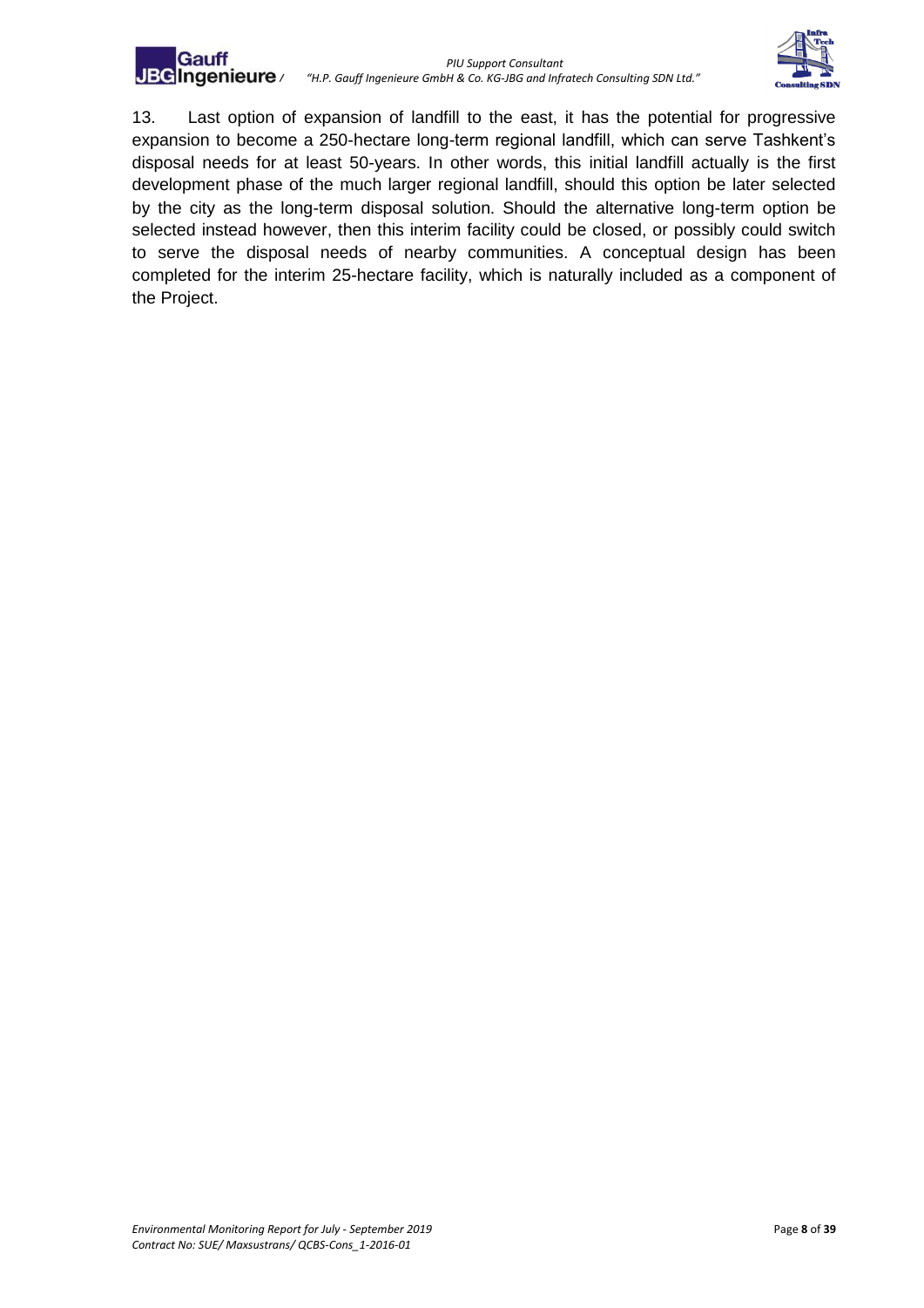13. Last option of expansion of landfill to the east, it has the potential for progressive expansion to become a 250-hectare long-term regional landfill, which can serve Tashkent's disposal needs for at least 50-years. In other words, this initial landfill actually is the first development phase of the much larger regional landfill, should this option be later selected by the city as the long-term disposal solution. Should the alternative long-term option be selected instead however, then this interim facility could be closed, or possibly could switch to serve the disposal needs of nearby communities. A conceptual design has been completed for the interim 25-hectare facility, which is naturally included as a component of the Project.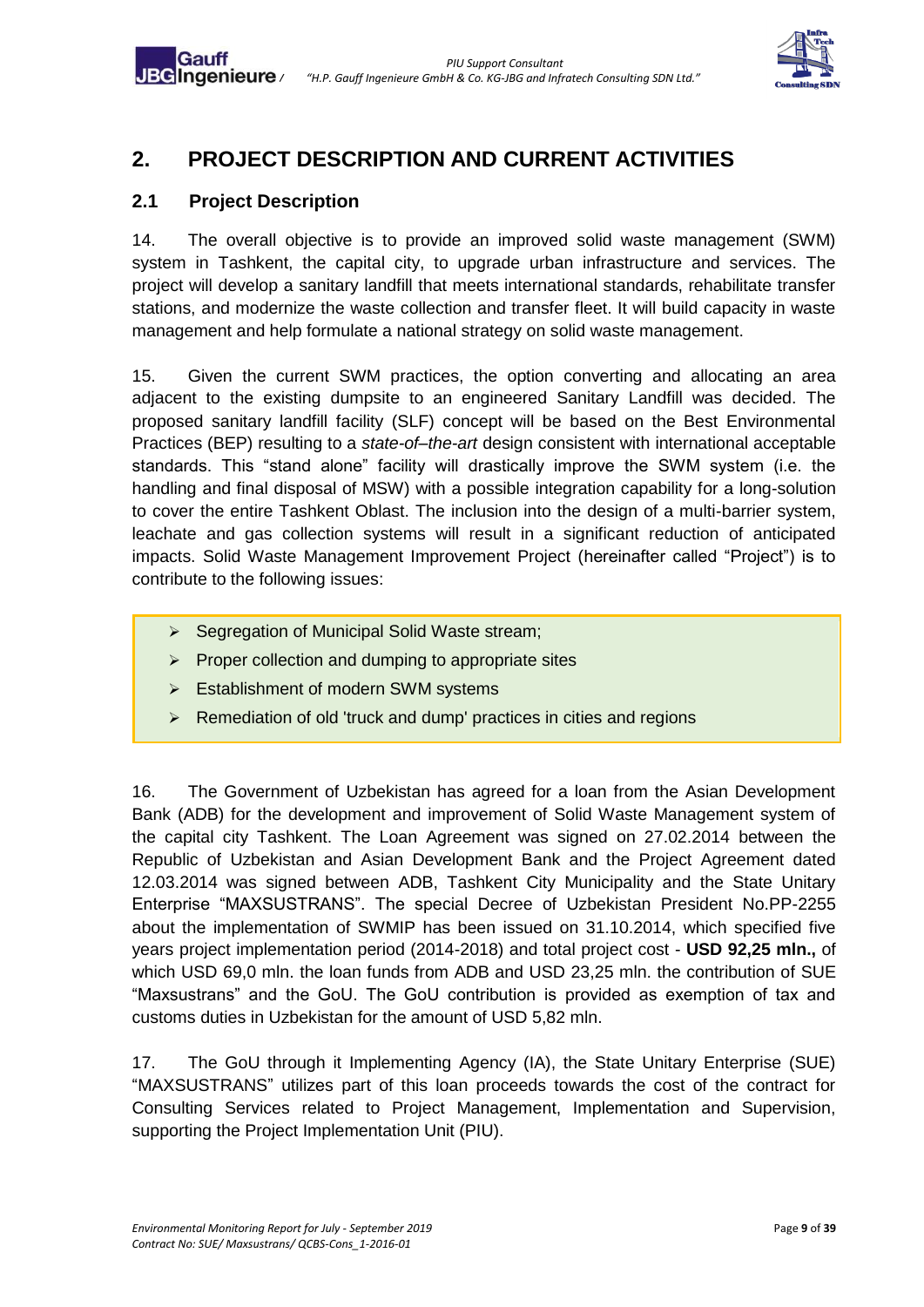# 2. PROJECT DESCRIPTION AND CURRENT ACTIVITIES

## 2.1 Project Description

14. The overall objective is to provide an improved solid waste management (SWM) system in Tashkent, the capital city, to upgrade urban infrastructure and services. The project will develop a sanitary landfill that meets international standards, rehabilitate transfer stations, and modernize the waste collection and transfer fleet. It will build capacity in waste management and help formulate a national strategy on solid waste management.

15. Given the current SWM practices, the option converting and allocating an area adjacent to the existing dumpsite to an engineered Sanitary Landfill was decided. The proposed sanitary landfill facility (SLF) concept will be based on the Best Environmental Practices (BEP) resulting to a *state-of–the-art* design consistent with international acceptable standards. This "stand alone" facility will drastically improve the SWM system (i.e. the handling and final disposal of MSW) with a possible integration capability for a long-solution to cover the entire Tashkent Oblast. The inclusion into the design of a multi-barrier system, leachate and gas collection systems will result in a significant reduction of anticipated impacts. Solid Waste Management Improvement Project (hereinafter called "Project") is to contribute to the following issues:

- Segregation of Municipal Solid Waste stream;
- Proper collection and dumping to appropriate sites
- Establishment of modern SWM systems
- Remediation of old 'truck and dump' practices in cities and regions

16. The Government of Uzbekistan has agreed for a loan from the Asian Development Bank (ADB) for the development and improvement of Solid Waste Management system of the capital city Tashkent. The Loan Agreement was signed on 27.02.2014 between the Republic of Uzbekistan and Asian Development Bank and the Project Agreement dated 12.03.2014 was signed between ADB, Tashkent City Municipality and the State Unitary Enterprise "MAXSUSTRANS". The special Decree of Uzbekistan President No.PP-2255 about the implementation of SWMIP has been issued on 31.10.2014, which specified five years project implementation period (2014-2018) and total project cost - **USD 92,25 mln.,** of which USD 69,0 mln. the loan funds from ADB and USD 23,25 mln. the contribution of SUE "Maxsustrans" and the GoU. The GoU contribution is provided as exemption of tax and customs duties in Uzbekistan for the amount of USD 5,82 mln.

17. The GoU through it Implementing Agency (IA), the State Unitary Enterprise (SUE) "MAXSUSTRANS" utilizes part of this loan proceeds towards the cost of the contract for Consulting Services related to Project Management, Implementation and Supervision, supporting the Project Implementation Unit (PIU).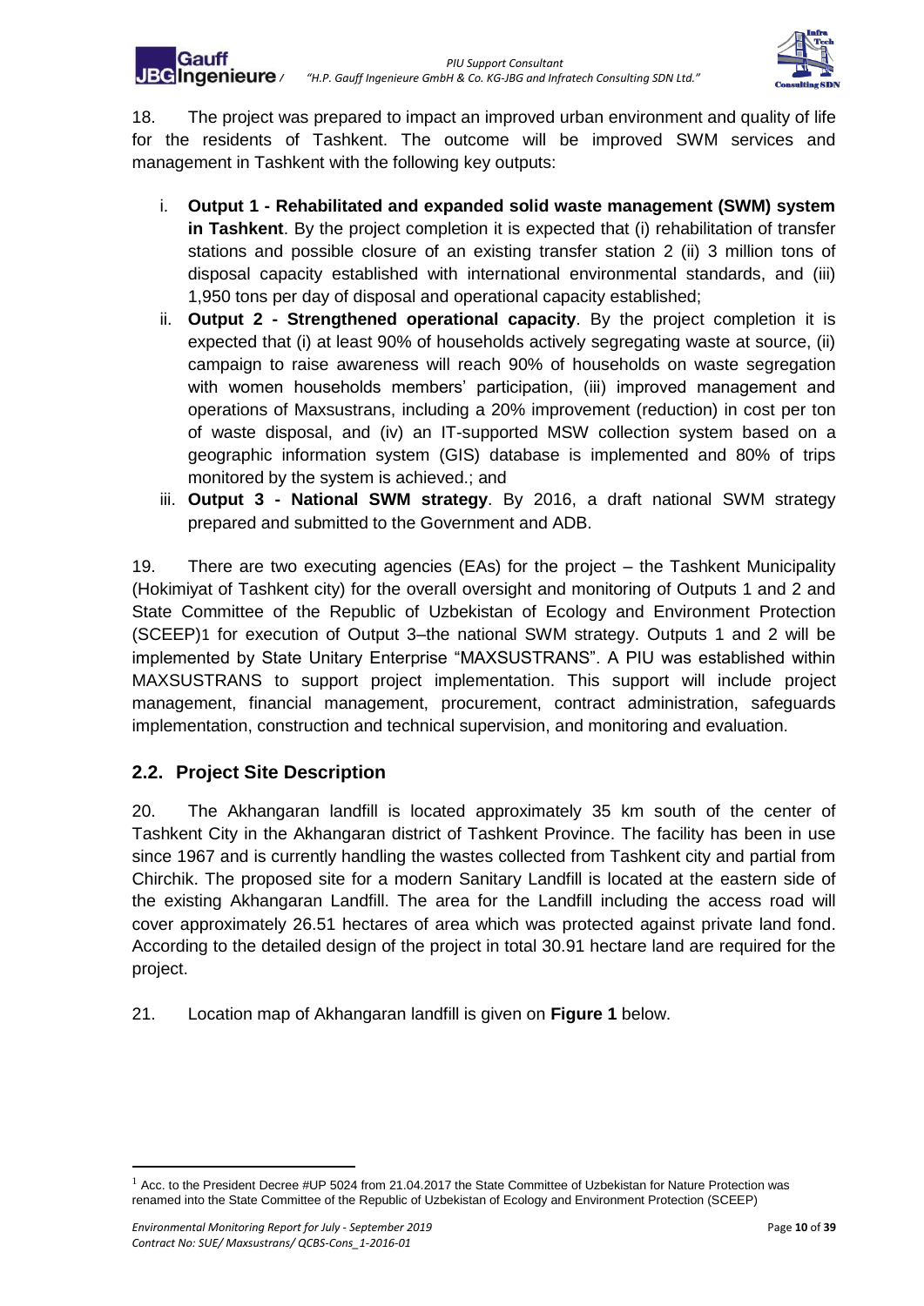18. The project was prepared to impact an improved urban environment and quality of life for the residents of Tashkent. The outcome will be improved SWM services and management in Tashkent with the following key outputs:

i. **Output 1 - Rehabilitated and expanded solid waste management (SWM) system in Tashkent**. By the project completion it is expected that (i) rehabilitation of transfer stations and possible closure of an existing transfer station 2 (ii) 3 million tons of disposal capacity established with international environmental standards, and (iii) 1,950 tons per day of disposal and operational capacity established;

ii. **Output 2 - Strengthened operational capacity**. By the project completion it is expected that (i) at least 90% of households actively segregating waste at source, (ii) campaign to raise awareness will reach 90% of households on waste segregation with women households members' participation, (iii) improved management and operations of Maxsustrans, including a 20% improvement (reduction) in cost per ton of waste disposal, and (iv) an IT-supported MSW collection system based on a geographic information system (GIS) database is implemented and 80% of trips monitored by the system is achieved.; and

iii. **Output 3 - National SWM strategy**. By 2016, a draft national SWM strategy prepared and submitted to the Government and ADB.

19. There are two executing agencies (EAs) for the project – the Tashkent Municipality (Hokimiyat of Tashkent city) for the overall oversight and monitoring of Outputs 1 and 2 and State Committee of the Republic of Uzbekistan of Ecology and Environment Protection (SCEEP)[1] for execution of Output 3–the national SWM strategy. Outputs 1 and 2 will be implemented by State Unitary Enterprise "MAXSUSTRANS". A PIU was established within MAXSUSTRANS to support project implementation. This support will include project management, financial management, procurement, contract administration, safeguards implementation, construction and technical supervision, and monitoring and evaluation.

## 2.2. Project Site Description

20. The Akhangaran landfill is located approximately 35 km south of the center of Tashkent City in the Akhangaran district of Tashkent Province. The facility has been in use since 1967 and is currently handling the wastes collected from Tashkent city and partial from Chirchik. The proposed site for a modern Sanitary Landfill is located at the eastern side of the existing Akhangaran Landfill. The area for the Landfill including the access road will cover approximately 26.51 hectares of area which was protected against private land fond. According to the detailed design of the project in total 30.91 hectare land are required for the project.

21. Location map of Akhangaran landfill is given on **Figure 1** below.

[1] Acc. to the President Decree #UP 5024 from 21.04.2017 the State Committee of Uzbekistan for Nature Protection was renamed into the State Committee of the Republic of Uzbekistan of Ecology and Environment Protection (SCEEP)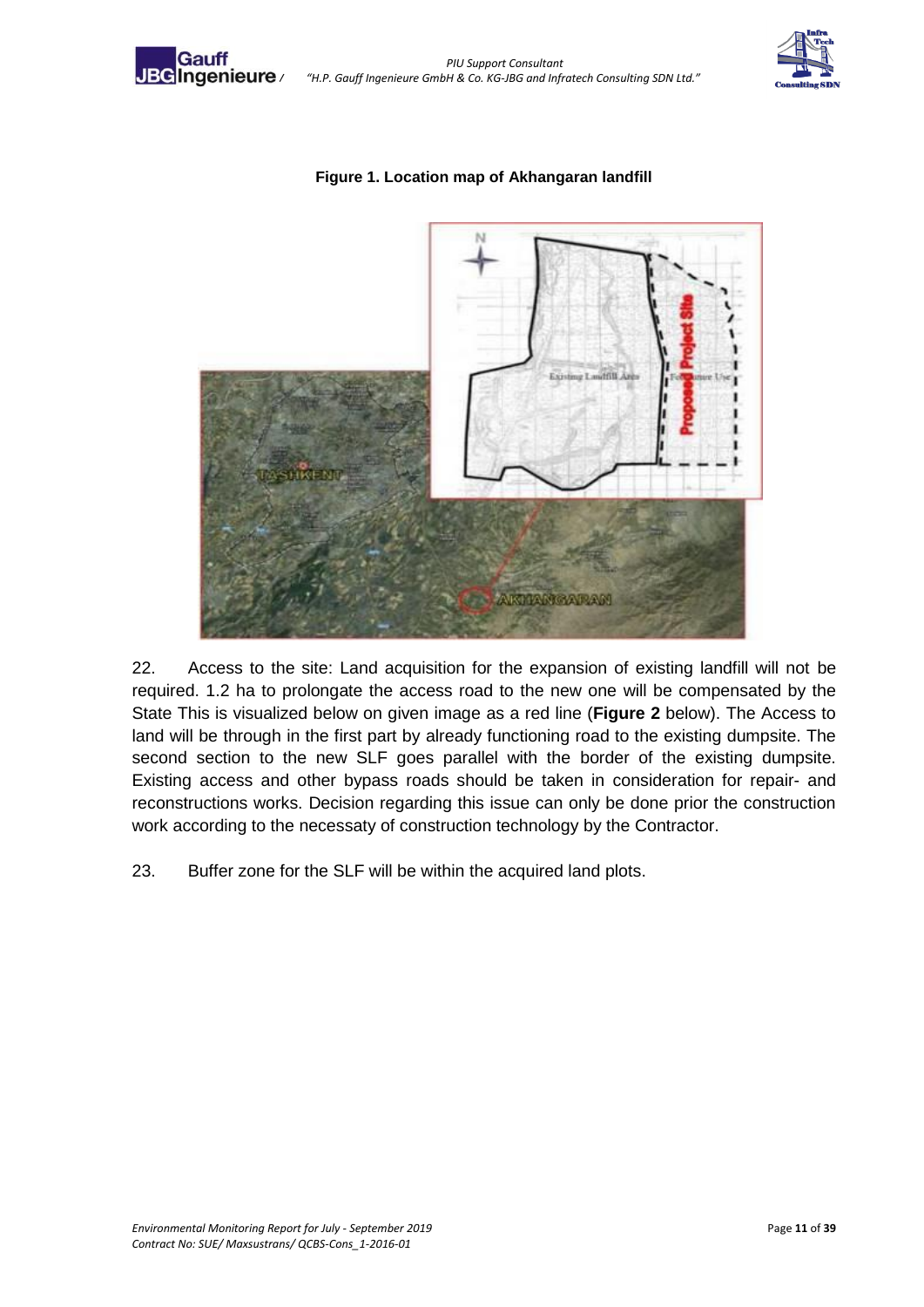**Figure 1. Location map of Akhangaran landfill**

22. Access to the site: Land acquisition for the expansion of existing landfill will not be required. 1.2 ha to prolongate the access road to the new one will be compensated by the State This is visualized below on given image as a red line (**Figure 2** below). The Access to land will be through in the first part by already functioning road to the existing dumpsite. The second section to the new SLF goes parallel with the border of the existing dumpsite. Existing access and other bypass roads should be taken in consideration for repair- and reconstructions works. Decision regarding this issue can only be done prior the construction work according to the necessaty of construction technology by the Contractor.

23. Buffer zone for the SLF will be within the acquired land plots.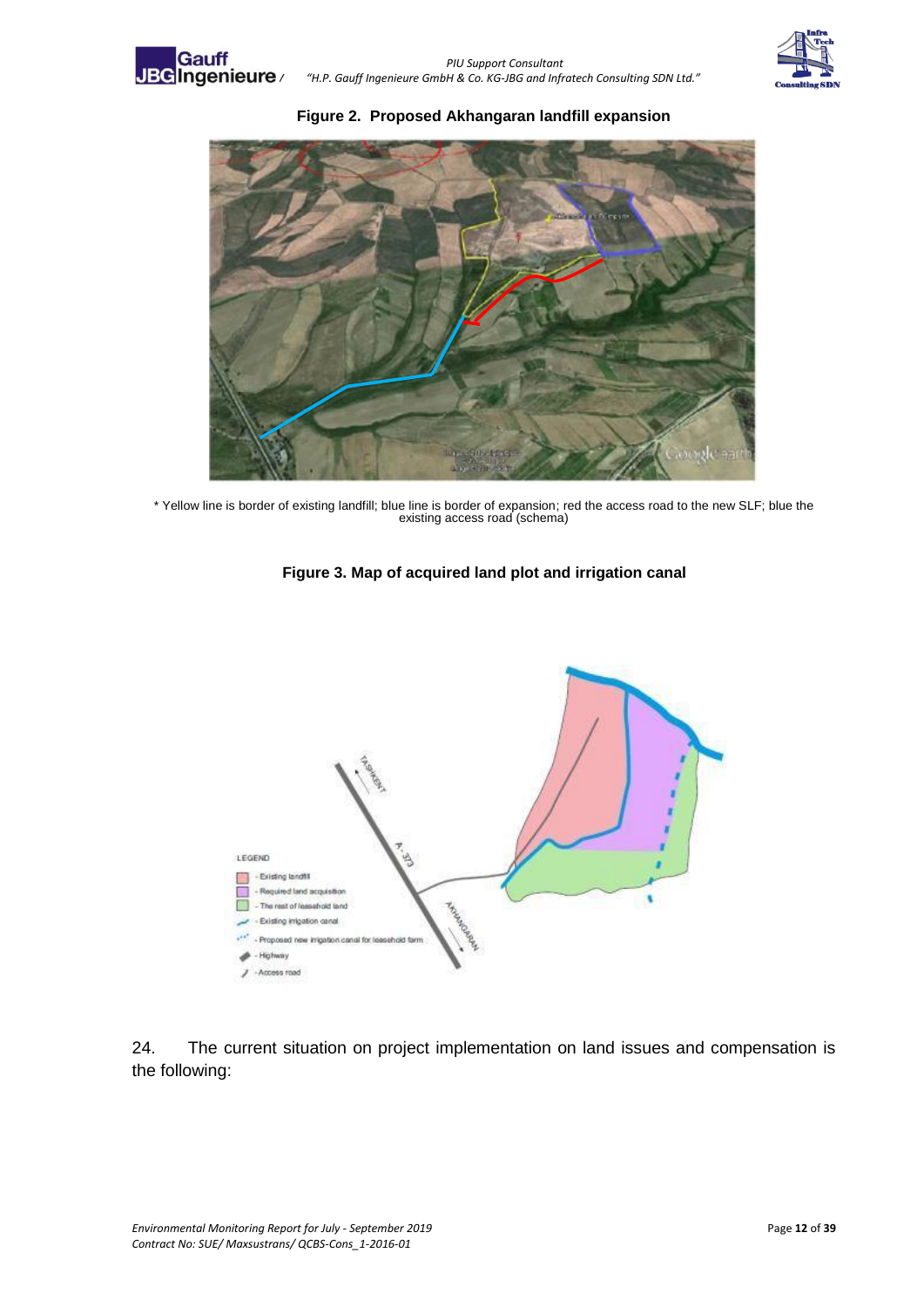**Figure 2. Proposed Akhangaran landfill expansion**

* Yellow line is border of existing landfill; blue line is border of expansion; red the access road to the new SLF; blue the existing access road (schema)

**Figure 3. Map of acquired land plot and irrigation canal**

24. The current situation on project implementation on land issues and compensation is the following: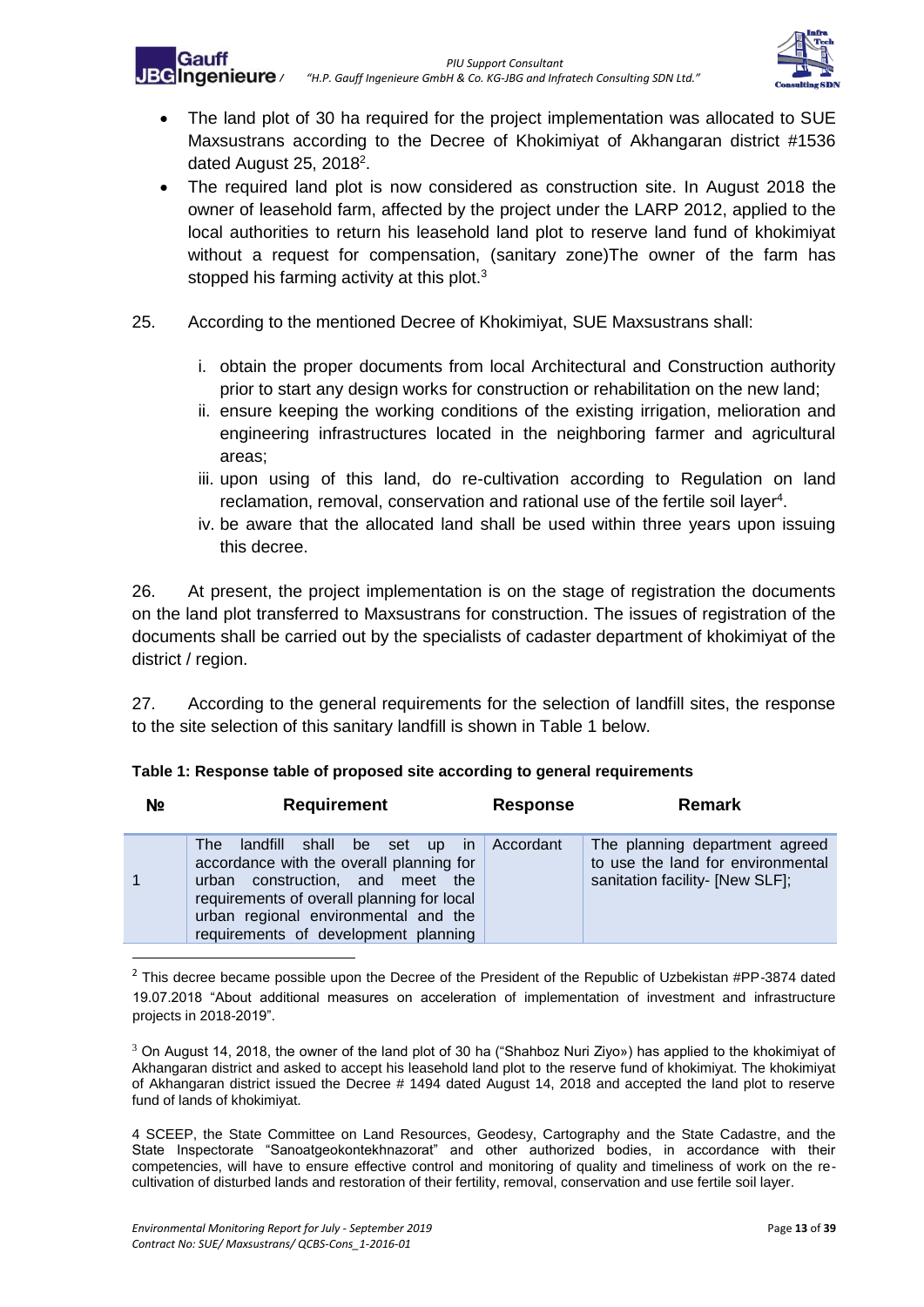- The land plot of 30 ha required for the project implementation was allocated to SUE Maxsustrans according to the Decree of Khokimiyat of Akhangaran district #1536 dated August 25, 2018[2].
- The required land plot is now considered as construction site. In August 2018 the owner of leasehold farm, affected by the project under the LARP 2012, applied to the local authorities to return his leasehold land plot to reserve land fund of khokimiyat without a request for compensation, (sanitary zone)The owner of the farm has stopped his farming activity at this plot.[3]

25. According to the mentioned Decree of Khokimiyat, SUE Maxsustrans shall:

   i. obtain the proper documents from local Architectural and Construction authority prior to start any design works for construction or rehabilitation on the new land;
   ii. ensure keeping the working conditions of the existing irrigation, melioration and engineering infrastructures located in the neighboring farmer and agricultural areas;
   iii. upon using of this land, do re-cultivation according to Regulation on land reclamation, removal, conservation and rational use of the fertile soil layer[4].
   iv. be aware that the allocated land shall be used within three years upon issuing this decree.

26. At present, the project implementation is on the stage of registration the documents on the land plot transferred to Maxsustrans for construction. The issues of registration of the documents shall be carried out by the specialists of cadaster department of khokimiyat of the district / region.

27. According to the general requirements for the selection of landfill sites, the response to the site selection of this sanitary landfill is shown in Table 1 below.

**Table 1: Response table of proposed site according to general requirements**

| № | Requirement | Response | Remark |
|---|---|---|---|
| 1 | The landfill shall be set up in accordance with the overall planning for urban construction, and meet the requirements of overall planning for local urban regional environmental and the requirements of development planning | Accordant | The planning department agreed to use the land for environmental sanitation facility- [New SLF]; |

---

[2] This decree became possible upon the Decree of the President of the Republic of Uzbekistan #PP-3874 dated 19.07.2018 "About additional measures on acceleration of implementation of investment and infrastructure projects in 2018-2019".

[3] On August 14, 2018, the owner of the land plot of 30 ha ("Shahboz Nuri Ziyo») has applied to the khokimiyat of Akhangaran district and asked to accept his leasehold land plot to the reserve fund of khokimiyat. The khokimiyat of Akhangaran district issued the Decree # 1494 dated August 14, 2018 and accepted the land plot to reserve fund of lands of khokimiyat.

4 SCEEP, the State Committee on Land Resources, Geodesy, Cartography and the State Cadastre, and the State Inspectorate "Sanoatgeokontekhnazorat" and other authorized bodies, in accordance with their competencies, will have to ensure effective control and monitoring of quality and timeliness of work on the re-cultivation of disturbed lands and restoration of their fertility, removal, conservation and use fertile soil layer.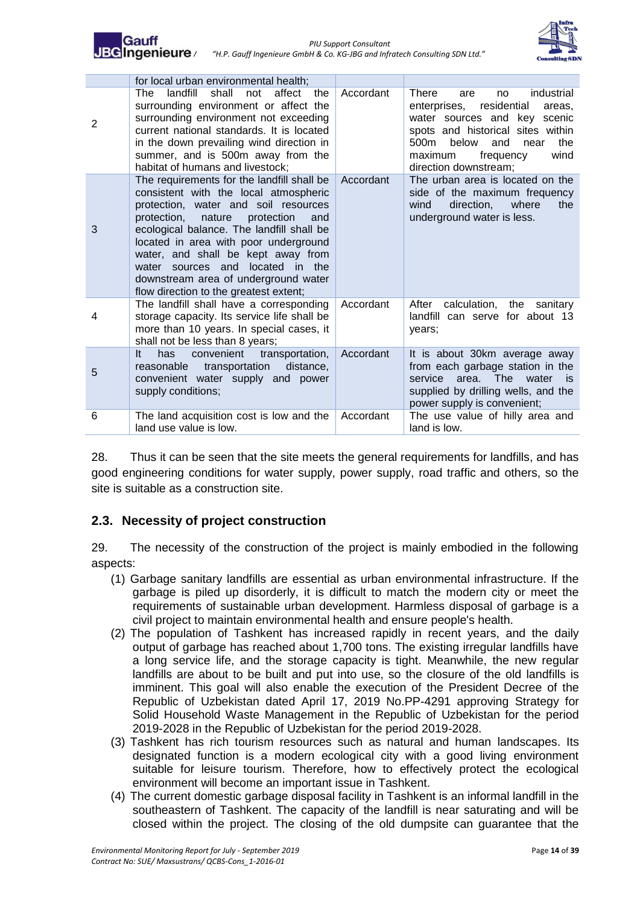|   | for local urban environmental health; |   |   |
|---|---|---|---|
| 2 | The landfill shall not affect the surrounding environment or affect the surrounding environment not exceeding current national standards. It is located in the down prevailing wind direction in summer, and is 500m away from the habitat of humans and livestock; | Accordant | There are no industrial enterprises, residential areas, water sources and key scenic spots and historical sites within 500m below and near the maximum frequency wind direction downstream; |
| 3 | The requirements for the landfill shall be consistent with the local atmospheric protection, water and soil resources protection, nature protection and ecological balance. The landfill shall be located in area with poor underground water, and shall be kept away from water sources and located in the downstream area of underground water flow direction to the greatest extent; | Accordant | The urban area is located on the side of the maximum frequency wind direction, where the underground water is less. |
| 4 | The landfill shall have a corresponding storage capacity. Its service life shall be more than 10 years. In special cases, it shall not be less than 8 years; | Accordant | After calculation, the sanitary landfill can serve for about 13 years; |
| 5 | It has convenient transportation, reasonable transportation distance, convenient water supply and power supply conditions; | Accordant | It is about 30km average away from each garbage station in the service area. The water is supplied by drilling wells, and the power supply is convenient; |
| 6 | The land acquisition cost is low and the land use value is low. | Accordant | The use value of hilly area and land is low. |

28. Thus it can be seen that the site meets the general requirements for landfills, and has good engineering conditions for water supply, power supply, road traffic and others, so the site is suitable as a construction site.

## 2.3. Necessity of project construction

29. The necessity of the construction of the project is mainly embodied in the following aspects:

(1) Garbage sanitary landfills are essential as urban environmental infrastructure. If the garbage is piled up disorderly, it is difficult to match the modern city or meet the requirements of sustainable urban development. Harmless disposal of garbage is a civil project to maintain environmental health and ensure people's health.

(2) The population of Tashkent has increased rapidly in recent years, and the daily output of garbage has reached about 1,700 tons. The existing irregular landfills have a long service life, and the storage capacity is tight. Meanwhile, the new regular landfills are about to be built and put into use, so the closure of the old landfills is imminent. This goal will also enable the execution of the President Decree of the Republic of Uzbekistan dated April 17, 2019 No.PP-4291 approving Strategy for Solid Household Waste Management in the Republic of Uzbekistan for the period 2019-2028 in the Republic of Uzbekistan for the period 2019-2028.

(3) Tashkent has rich tourism resources such as natural and human landscapes. Its designated function is a modern ecological city with a good living environment suitable for leisure tourism. Therefore, how to effectively protect the ecological environment will become an important issue in Tashkent.

(4) The current domestic garbage disposal facility in Tashkent is an informal landfill in the southeastern of Tashkent. The capacity of the landfill is near saturating and will be closed within the project. The closing of the old dumpsite can guarantee that the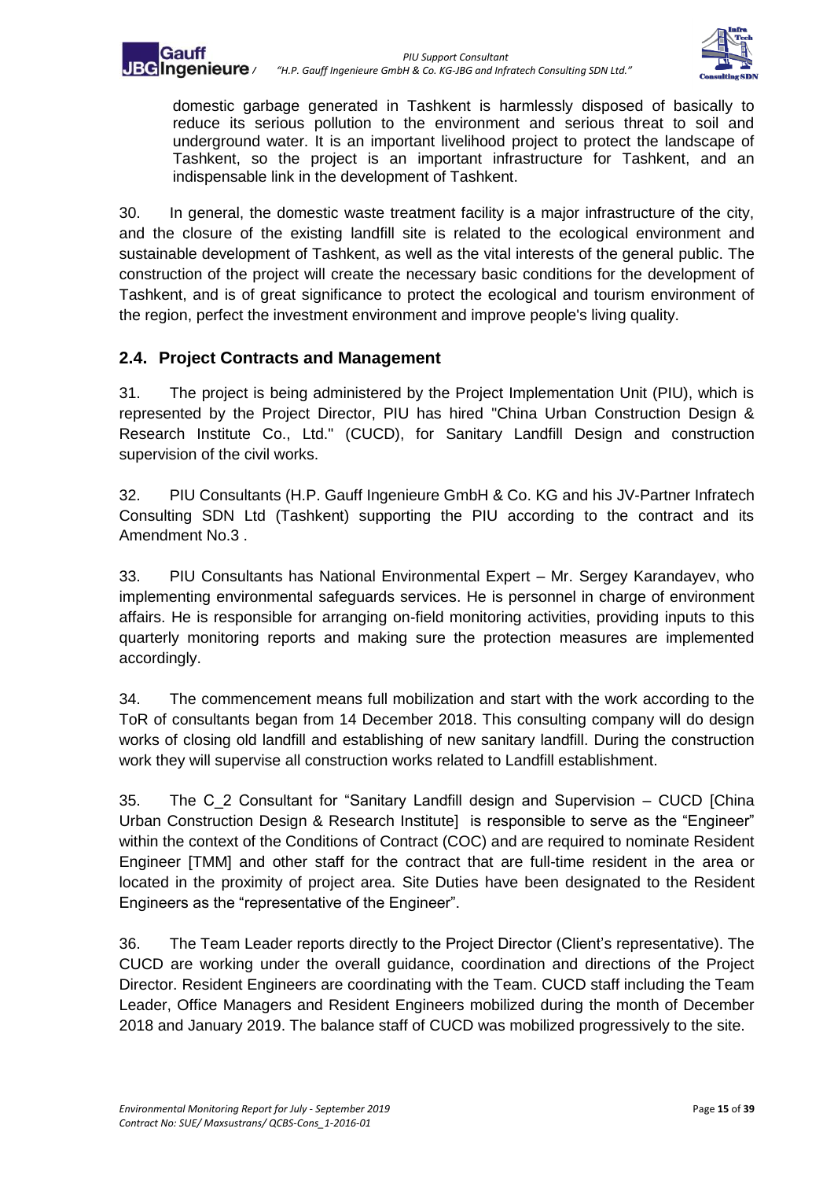domestic garbage generated in Tashkent is harmlessly disposed of basically to reduce its serious pollution to the environment and serious threat to soil and underground water. It is an important livelihood project to protect the landscape of Tashkent, so the project is an important infrastructure for Tashkent, and an indispensable link in the development of Tashkent.

30. In general, the domestic waste treatment facility is a major infrastructure of the city, and the closure of the existing landfill site is related to the ecological environment and sustainable development of Tashkent, as well as the vital interests of the general public. The construction of the project will create the necessary basic conditions for the development of Tashkent, and is of great significance to protect the ecological and tourism environment of the region, perfect the investment environment and improve people's living quality.

## 2.4. Project Contracts and Management

31. The project is being administered by the Project Implementation Unit (PIU), which is represented by the Project Director, PIU has hired "China Urban Construction Design & Research Institute Co., Ltd." (CUCD), for Sanitary Landfill Design and construction supervision of the civil works.

32. PIU Consultants (H.P. Gauff Ingenieure GmbH & Co. KG and his JV-Partner Infratech Consulting SDN Ltd (Tashkent) supporting the PIU according to the contract and its Amendment No.3 .

33. PIU Consultants has National Environmental Expert – Mr. Sergey Karandayev, who implementing environmental safeguards services. He is personnel in charge of environment affairs. He is responsible for arranging on-field monitoring activities, providing inputs to this quarterly monitoring reports and making sure the protection measures are implemented accordingly.

34. The commencement means full mobilization and start with the work according to the ToR of consultants began from 14 December 2018. This consulting company will do design works of closing old landfill and establishing of new sanitary landfill. During the construction work they will supervise all construction works related to Landfill establishment.

35. The C_2 Consultant for "Sanitary Landfill design and Supervision – CUCD [China Urban Construction Design & Research Institute] is responsible to serve as the "Engineer" within the context of the Conditions of Contract (COC) and are required to nominate Resident Engineer [TMM] and other staff for the contract that are full-time resident in the area or located in the proximity of project area. Site Duties have been designated to the Resident Engineers as the "representative of the Engineer".

36. The Team Leader reports directly to the Project Director (Client's representative). The CUCD are working under the overall guidance, coordination and directions of the Project Director. Resident Engineers are coordinating with the Team. CUCD staff including the Team Leader, Office Managers and Resident Engineers mobilized during the month of December 2018 and January 2019. The balance staff of CUCD was mobilized progressively to the site.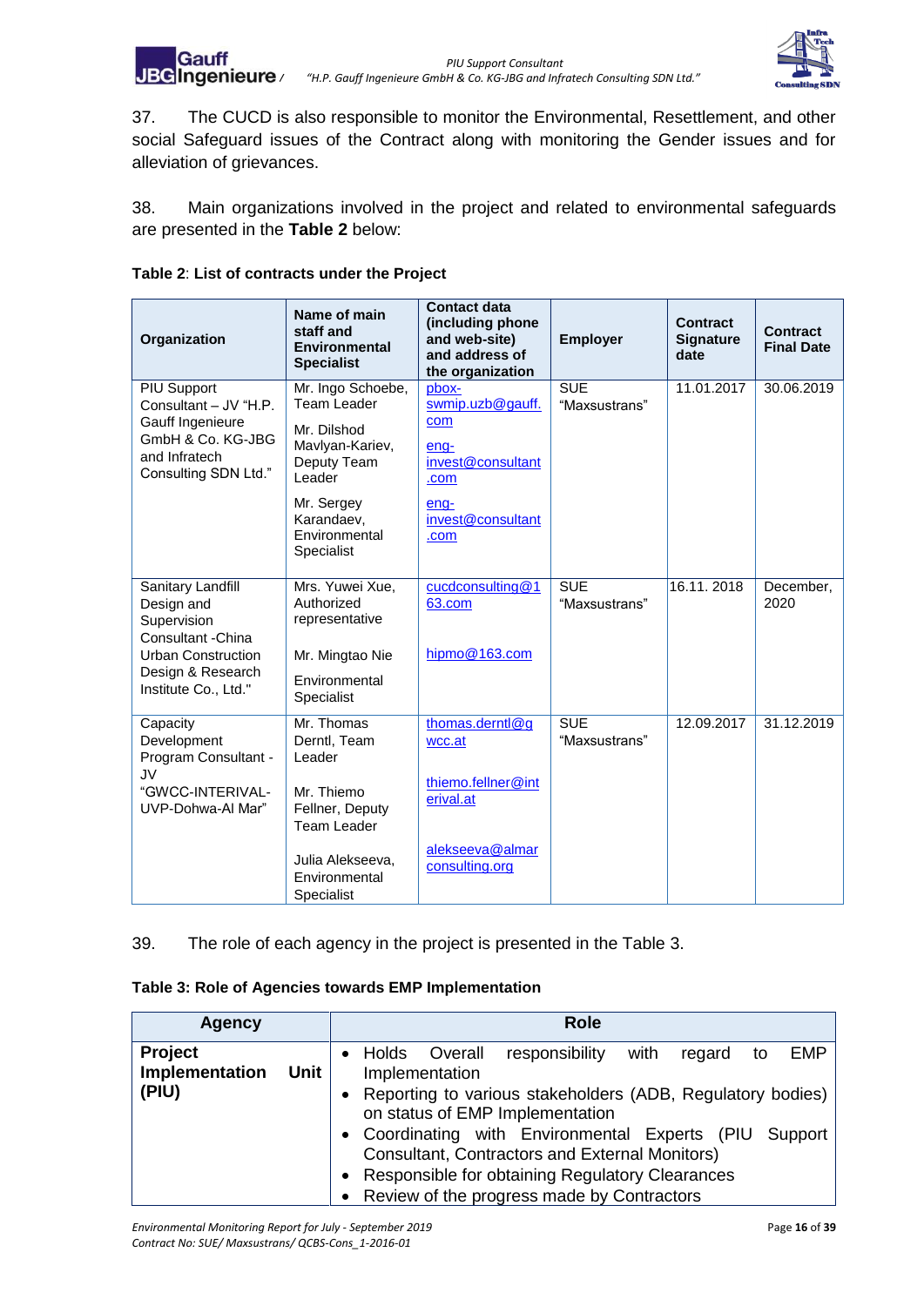37. The CUCD is also responsible to monitor the Environmental, Resettlement, and other social Safeguard issues of the Contract along with monitoring the Gender issues and for alleviation of grievances.

38. Main organizations involved in the project and related to environmental safeguards are presented in the **Table 2** below:

**Table 2**: **List of contracts under the Project**

| Organization | Name of main staff and Environmental Specialist | Contact data (including phone and web-site) and address of the organization | Employer | Contract Signature date | Contract Final Date |
|---|---|---|---|---|---|
| PIU Support Consultant – JV "H.P. Gauff Ingenieure GmbH & Co. KG-JBG and Infratech Consulting SDN Ltd." | Mr. Ingo Schoebe, Team Leader<br><br>Mr. Dilshod Mavlyan-Kariev, Deputy Team Leader<br><br>Mr. Sergey Karandaev, Environmental Specialist | pbox-swmip.uzb@gauff.com<br><br>eng-invest@consultant.com<br><br>eng-invest@consultant.com | SUE "Maxsustrans" | 11.01.2017 | 30.06.2019 |
| Sanitary Landfill Design and Supervision Consultant -China Urban Construction Design & Research Institute Co., Ltd." | Mrs. Yuwei Xue, Authorized representative<br><br>Mr. Mingtao Nie<br><br>Environmental Specialist | cucdconsulting@163.com<br><br>hipmo@163.com | SUE "Maxsustrans" | 16.11. 2018 | December, 2020 |
| Capacity Development Program Consultant - JV "GWCC-INTERIVAL-UVP-Dohwa-Al Mar" | Mr. Thomas Derntl, Team Leader<br><br>Mr. Thiemo Fellner, Deputy Team Leader<br><br>Julia Alekseeva, Environmental Specialist | thomas.derntl@gwcc.at<br><br>thiemo.fellner@interival.at<br><br>alekseeva@almarconsulting.org | SUE "Maxsustrans" | 12.09.2017 | 31.12.2019 |

39. The role of each agency in the project is presented in the Table 3.

**Table 3: Role of Agencies towards EMP Implementation**

| Agency | Role |
|---|---|
| **Project Implementation Unit (PIU)** | • Holds Overall responsibility with regard to EMP Implementation<br>• Reporting to various stakeholders (ADB, Regulatory bodies) on status of EMP Implementation<br>• Coordinating with Environmental Experts (PIU Support Consultant, Contractors and External Monitors)<br>• Responsible for obtaining Regulatory Clearances<br>• Review of the progress made by Contractors |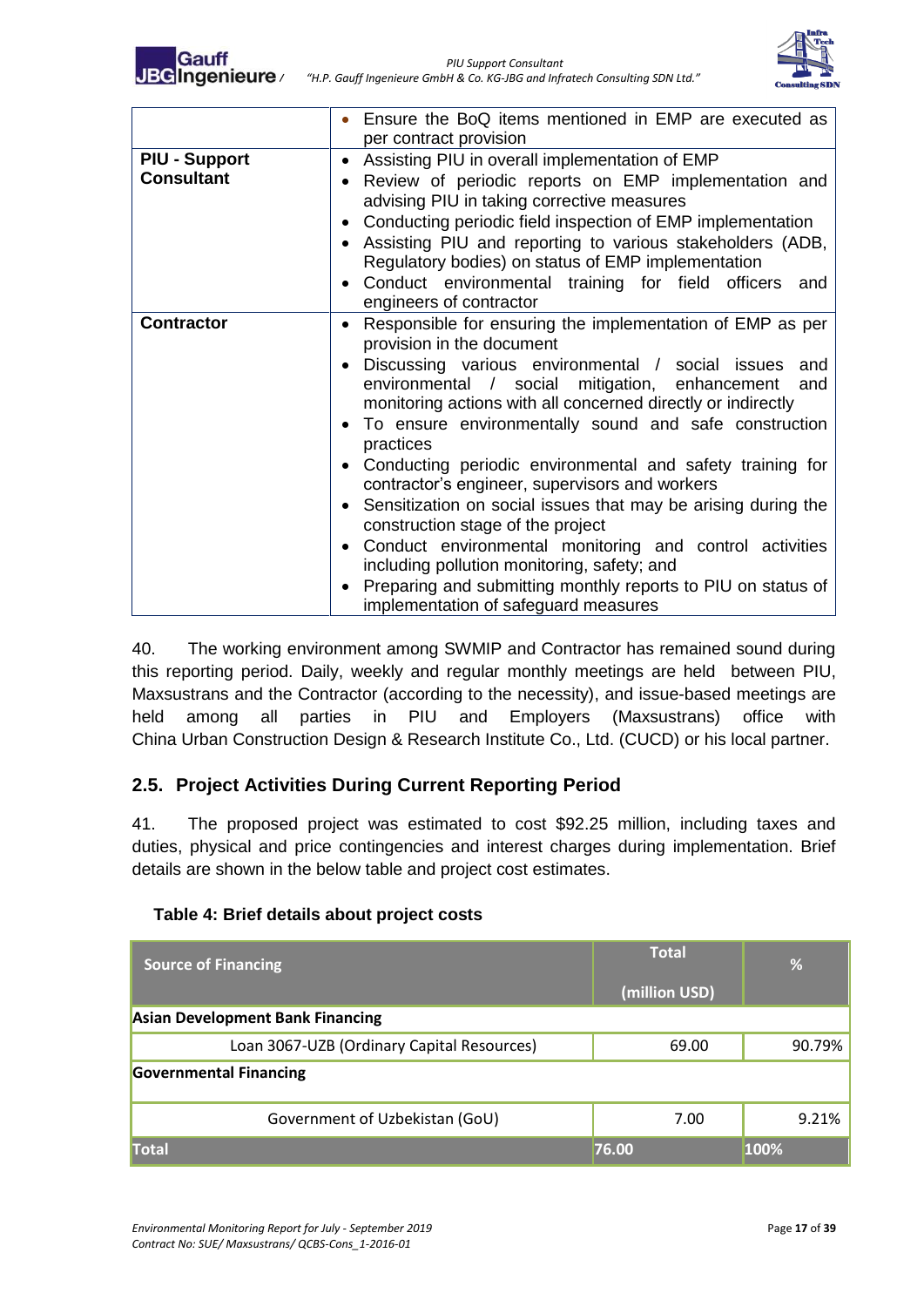| | |
|---|---|
| | • Ensure the BoQ items mentioned in EMP are executed as per contract provision |
| **PIU - Support Consultant** | • Assisting PIU in overall implementation of EMP<br>• Review of periodic reports on EMP implementation and advising PIU in taking corrective measures<br>• Conducting periodic field inspection of EMP implementation<br>• Assisting PIU and reporting to various stakeholders (ADB, Regulatory bodies) on status of EMP implementation<br>• Conduct environmental training for field officers and engineers of contractor |
| **Contractor** | • Responsible for ensuring the implementation of EMP as per provision in the document<br>• Discussing various environmental / social issues and environmental / social mitigation, enhancement and monitoring actions with all concerned directly or indirectly<br>• To ensure environmentally sound and safe construction practices<br>• Conducting periodic environmental and safety training for contractor's engineer, supervisors and workers<br>• Sensitization on social issues that may be arising during the construction stage of the project<br>• Conduct environmental monitoring and control activities including pollution monitoring, safety; and<br>• Preparing and submitting monthly reports to PIU on status of implementation of safeguard measures |

40. The working environment among SWMIP and Contractor has remained sound during this reporting period. Daily, weekly and regular monthly meetings are held between PIU, Maxsustrans and the Contractor (according to the necessity), and issue-based meetings are held among all parties in PIU and Employers (Maxsustrans) office with China Urban Construction Design & Research Institute Co., Ltd. (CUCD) or his local partner.

## 2.5. Project Activities During Current Reporting Period

41. The proposed project was estimated to cost $92.25 million, including taxes and duties, physical and price contingencies and interest charges during implementation. Brief details are shown in the below table and project cost estimates.

**Table 4: Brief details about project costs**

| Source of Financing | Total (million USD) | % |
|---|---|---|
| **Asian Development Bank Financing** | | |
| Loan 3067-UZB (Ordinary Capital Resources) | 69.00 | 90.79% |
| **Governmental Financing** | | |
| Government of Uzbekistan (GoU) | 7.00 | 9.21% |
| **Total** | **76.00** | **100%** |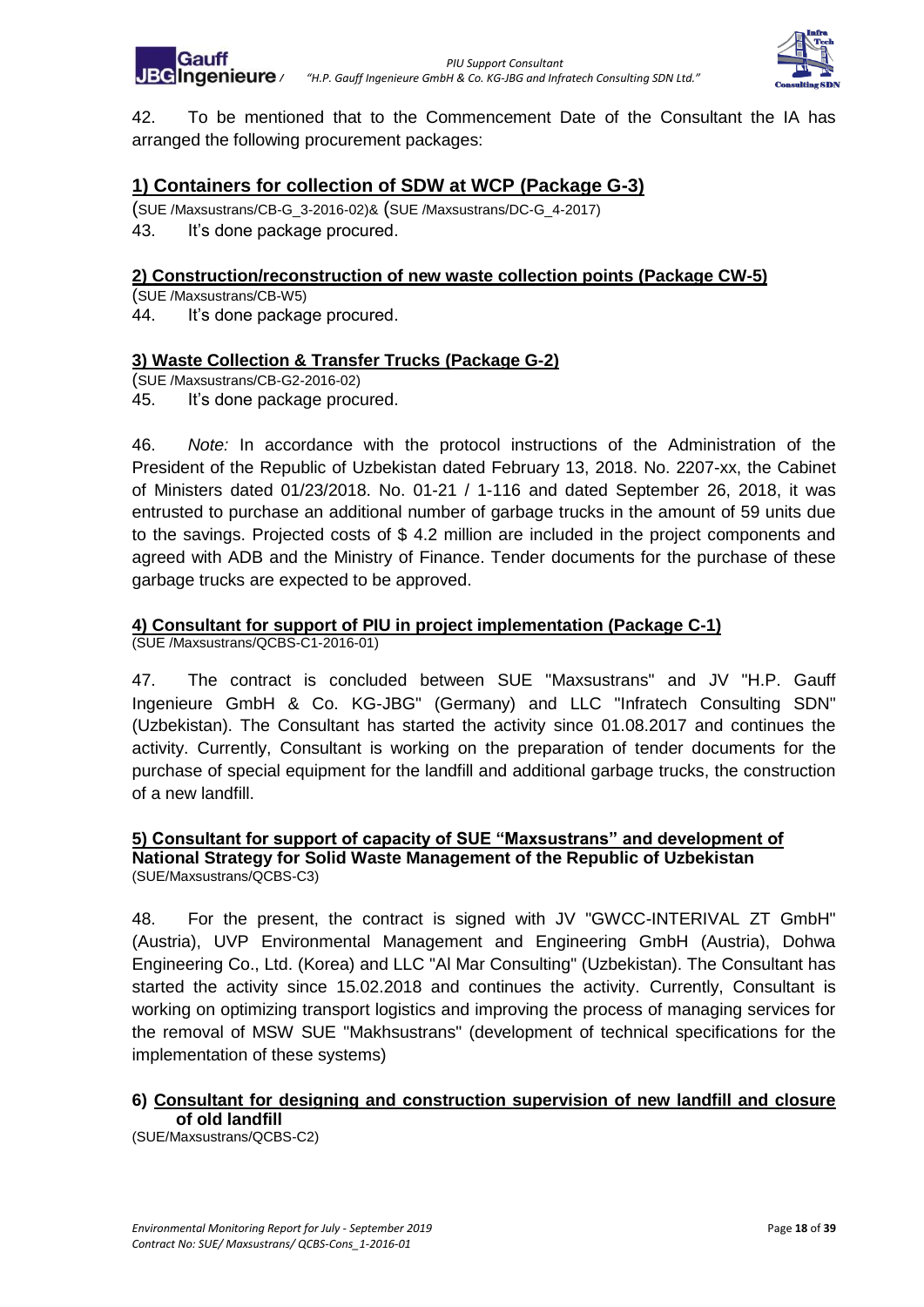42. To be mentioned that to the Commencement Date of the Consultant the IA has arranged the following procurement packages:

### 1) Containers for collection of SDW at WCP (Package G-3)

(SUE /Maxsustrans/CB-G_3-2016-02)& (SUE /Maxsustrans/DC-G_4-2017)

43. It's done package procured.

### 2) Construction/reconstruction of new waste collection points (Package CW-5)

(SUE /Maxsustrans/CB-W5)

44. It's done package procured.

### 3) Waste Collection & Transfer Trucks (Package G-2)

(SUE /Maxsustrans/CB-G2-2016-02)

45. It's done package procured.

46. *Note:* In accordance with the protocol instructions of the Administration of the President of the Republic of Uzbekistan dated February 13, 2018. No. 2207-xx, the Cabinet of Ministers dated 01/23/2018. No. 01-21 / 1-116 and dated September 26, 2018, it was entrusted to purchase an additional number of garbage trucks in the amount of 59 units due to the savings. Projected costs of $ 4.2 million are included in the project components and agreed with ADB and the Ministry of Finance. Tender documents for the purchase of these garbage trucks are expected to be approved.

### 4) Consultant for support of PIU in project implementation (Package C-1)

(SUE /Maxsustrans/QCBS-C1-2016-01)

47. The contract is concluded between SUE "Maxsustrans" and JV "H.P. Gauff Ingenieure GmbH & Co. KG-JBG" (Germany) and LLC "Infratech Consulting SDN" (Uzbekistan). The Consultant has started the activity since 01.08.2017 and continues the activity. Currently, Consultant is working on the preparation of tender documents for the purchase of special equipment for the landfill and additional garbage trucks, the construction of a new landfill.

### 5) Consultant for support of capacity of SUE "Maxsustrans" and development of National Strategy for Solid Waste Management of the Republic of Uzbekistan

(SUE/Maxsustrans/QCBS-C3)

48. For the present, the contract is signed with JV "GWCC-INTERIVAL ZT GmbH" (Austria), UVP Environmental Management and Engineering GmbH (Austria), Dohwa Engineering Co., Ltd. (Korea) and LLC "Al Mar Consulting" (Uzbekistan). The Consultant has started the activity since 15.02.2018 and continues the activity. Currently, Consultant is working on optimizing transport logistics and improving the process of managing services for the removal of MSW SUE "Makhsustrans" (development of technical specifications for the implementation of these systems)

### 6) Consultant for designing and construction supervision of new landfill and closure of old landfill

(SUE/Maxsustrans/QCBS-C2)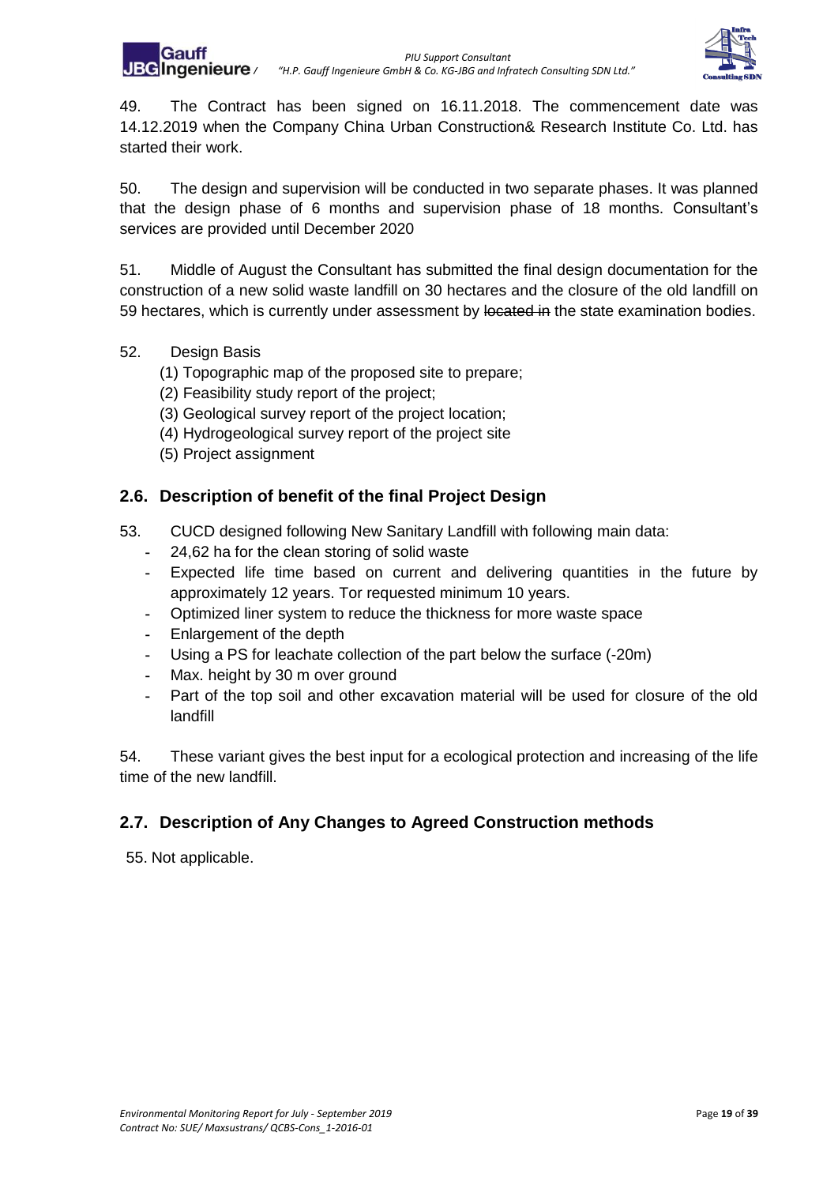49. The Contract has been signed on 16.11.2018. The commencement date was 14.12.2019 when the Company China Urban Construction& Research Institute Co. Ltd. has started their work.

50. The design and supervision will be conducted in two separate phases. It was planned that the design phase of 6 months and supervision phase of 18 months. Consultant's services are provided until December 2020

51. Middle of August the Consultant has submitted the final design documentation for the construction of a new solid waste landfill on 30 hectares and the closure of the old landfill on 59 hectares, which is currently under assessment by ~~located in~~ the state examination bodies.

52. Design Basis

(1) Topographic map of the proposed site to prepare;
(2) Feasibility study report of the project;
(3) Geological survey report of the project location;
(4) Hydrogeological survey report of the project site
(5) Project assignment

## 2.6. Description of benefit of the final Project Design

53. CUCD designed following New Sanitary Landfill with following main data:

- 24,62 ha for the clean storing of solid waste
- Expected life time based on current and delivering quantities in the future by approximately 12 years. Tor requested minimum 10 years.
- Optimized liner system to reduce the thickness for more waste space
- Enlargement of the depth
- Using a PS for leachate collection of the part below the surface (-20m)
- Max. height by 30 m over ground
- Part of the top soil and other excavation material will be used for closure of the old landfill

54. These variant gives the best input for a ecological protection and increasing of the life time of the new landfill.

## 2.7. Description of Any Changes to Agreed Construction methods

55. Not applicable.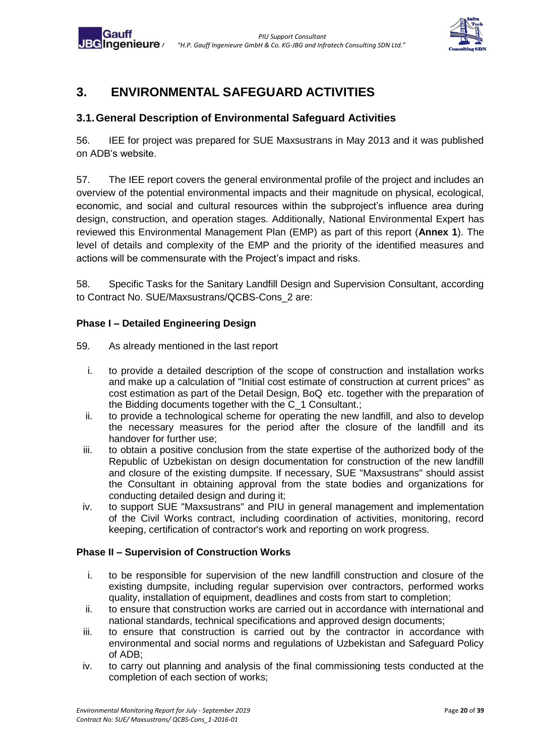# 3. ENVIRONMENTAL SAFEGUARD ACTIVITIES

## 3.1. General Description of Environmental Safeguard Activities

56. IEE for project was prepared for SUE Maxsustrans in May 2013 and it was published on ADB's website.

57. The IEE report covers the general environmental profile of the project and includes an overview of the potential environmental impacts and their magnitude on physical, ecological, economic, and social and cultural resources within the subproject's influence area during design, construction, and operation stages. Additionally, National Environmental Expert has reviewed this Environmental Management Plan (EMP) as part of this report (**Annex 1**). The level of details and complexity of the EMP and the priority of the identified measures and actions will be commensurate with the Project's impact and risks.

58. Specific Tasks for the Sanitary Landfill Design and Supervision Consultant, according to Contract No. SUE/Maxsustrans/QCBS-Cons_2 are:

### Phase I – Detailed Engineering Design

59. As already mentioned in the last report

i. to provide a detailed description of the scope of construction and installation works and make up a calculation of "Initial cost estimate of construction at current prices" as cost estimation as part of the Detail Design, BoQ etc. together with the preparation of the Bidding documents together with the C_1 Consultant.;
ii. to provide a technological scheme for operating the new landfill, and also to develop the necessary measures for the period after the closure of the landfill and its handover for further use;
iii. to obtain a positive conclusion from the state expertise of the authorized body of the Republic of Uzbekistan on design documentation for construction of the new landfill and closure of the existing dumpsite. If necessary, SUE "Maxsustrans" should assist the Consultant in obtaining approval from the state bodies and organizations for conducting detailed design and during it;
iv. to support SUE "Maxsustrans" and PIU in general management and implementation of the Civil Works contract, including coordination of activities, monitoring, record keeping, certification of contractor's work and reporting on work progress.

### Phase II – Supervision of Construction Works

i. to be responsible for supervision of the new landfill construction and closure of the existing dumpsite, including regular supervision over contractors, performed works quality, installation of equipment, deadlines and costs from start to completion;
ii. to ensure that construction works are carried out in accordance with international and national standards, technical specifications and approved design documents;
iii. to ensure that construction is carried out by the contractor in accordance with environmental and social norms and regulations of Uzbekistan and Safeguard Policy of ADB;
iv. to carry out planning and analysis of the final commissioning tests conducted at the completion of each section of works;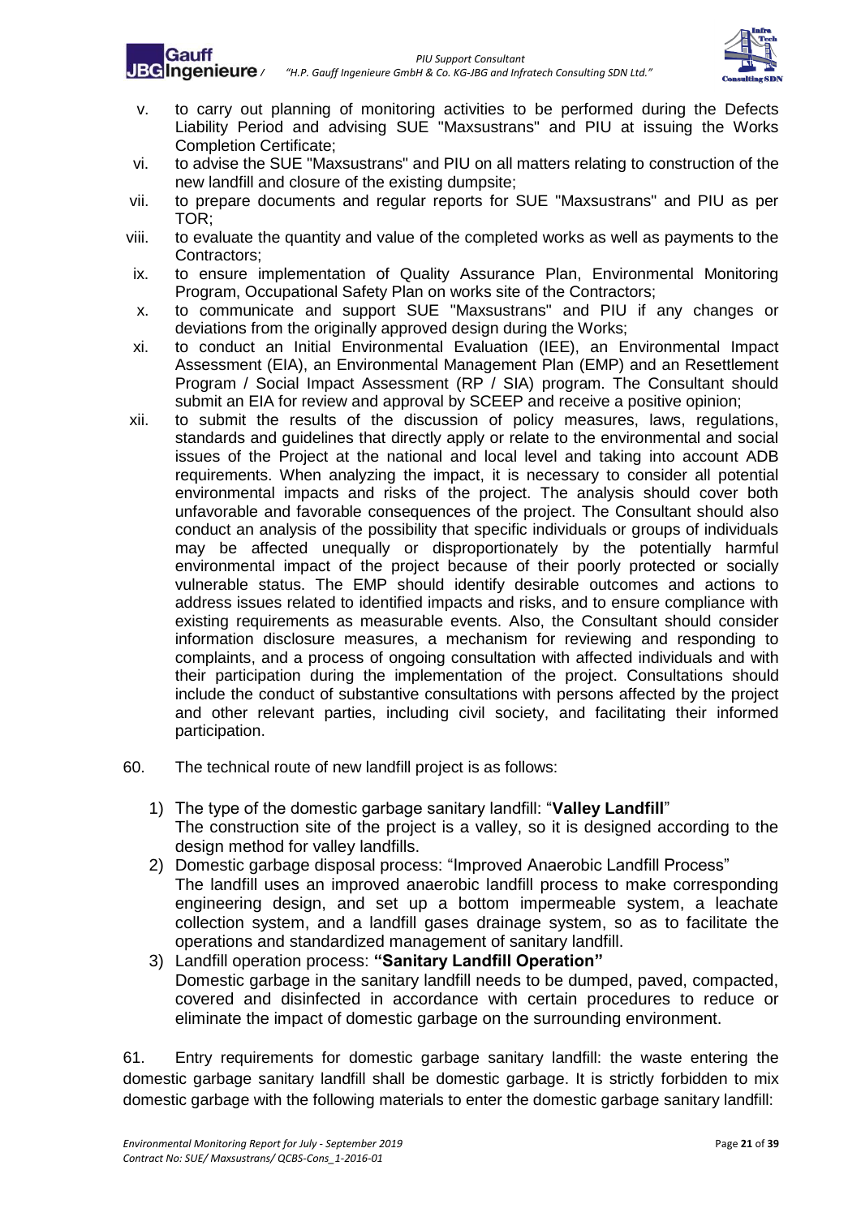v. to carry out planning of monitoring activities to be performed during the Defects Liability Period and advising SUE "Maxsustrans" and PIU at issuing the Works Completion Certificate;

vi. to advise the SUE "Maxsustrans" and PIU on all matters relating to construction of the new landfill and closure of the existing dumpsite;

vii. to prepare documents and regular reports for SUE "Maxsustrans" and PIU as per TOR;

viii. to evaluate the quantity and value of the completed works as well as payments to the Contractors;

ix. to ensure implementation of Quality Assurance Plan, Environmental Monitoring Program, Occupational Safety Plan on works site of the Contractors;

x. to communicate and support SUE "Maxsustrans" and PIU if any changes or deviations from the originally approved design during the Works;

xi. to conduct an Initial Environmental Evaluation (IEE), an Environmental Impact Assessment (EIA), an Environmental Management Plan (EMP) and an Resettlement Program / Social Impact Assessment (RP / SIA) program. The Consultant should submit an EIA for review and approval by SCEEP and receive a positive opinion;

xii. to submit the results of the discussion of policy measures, laws, regulations, standards and guidelines that directly apply or relate to the environmental and social issues of the Project at the national and local level and taking into account ADB requirements. When analyzing the impact, it is necessary to consider all potential environmental impacts and risks of the project. The analysis should cover both unfavorable and favorable consequences of the project. The Consultant should also conduct an analysis of the possibility that specific individuals or groups of individuals may be affected unequally or disproportionately by the potentially harmful environmental impact of the project because of their poorly protected or socially vulnerable status. The EMP should identify desirable outcomes and actions to address issues related to identified impacts and risks, and to ensure compliance with existing requirements as measurable events. Also, the Consultant should consider information disclosure measures, a mechanism for reviewing and responding to complaints, and a process of ongoing consultation with affected individuals and with their participation during the implementation of the project. Consultations should include the conduct of substantive consultations with persons affected by the project and other relevant parties, including civil society, and facilitating their informed participation.

60. The technical route of new landfill project is as follows:

1) The type of the domestic garbage sanitary landfill: "**Valley Landfill**"
   The construction site of the project is a valley, so it is designed according to the design method for valley landfills.
2) Domestic garbage disposal process: "Improved Anaerobic Landfill Process"
   The landfill uses an improved anaerobic landfill process to make corresponding engineering design, and set up a bottom impermeable system, a leachate collection system, and a landfill gases drainage system, so as to facilitate the operations and standardized management of sanitary landfill.
3) Landfill operation process: **"Sanitary Landfill Operation"**
   Domestic garbage in the sanitary landfill needs to be dumped, paved, compacted, covered and disinfected in accordance with certain procedures to reduce or eliminate the impact of domestic garbage on the surrounding environment.

61. Entry requirements for domestic garbage sanitary landfill: the waste entering the domestic garbage sanitary landfill shall be domestic garbage. It is strictly forbidden to mix domestic garbage with the following materials to enter the domestic garbage sanitary landfill: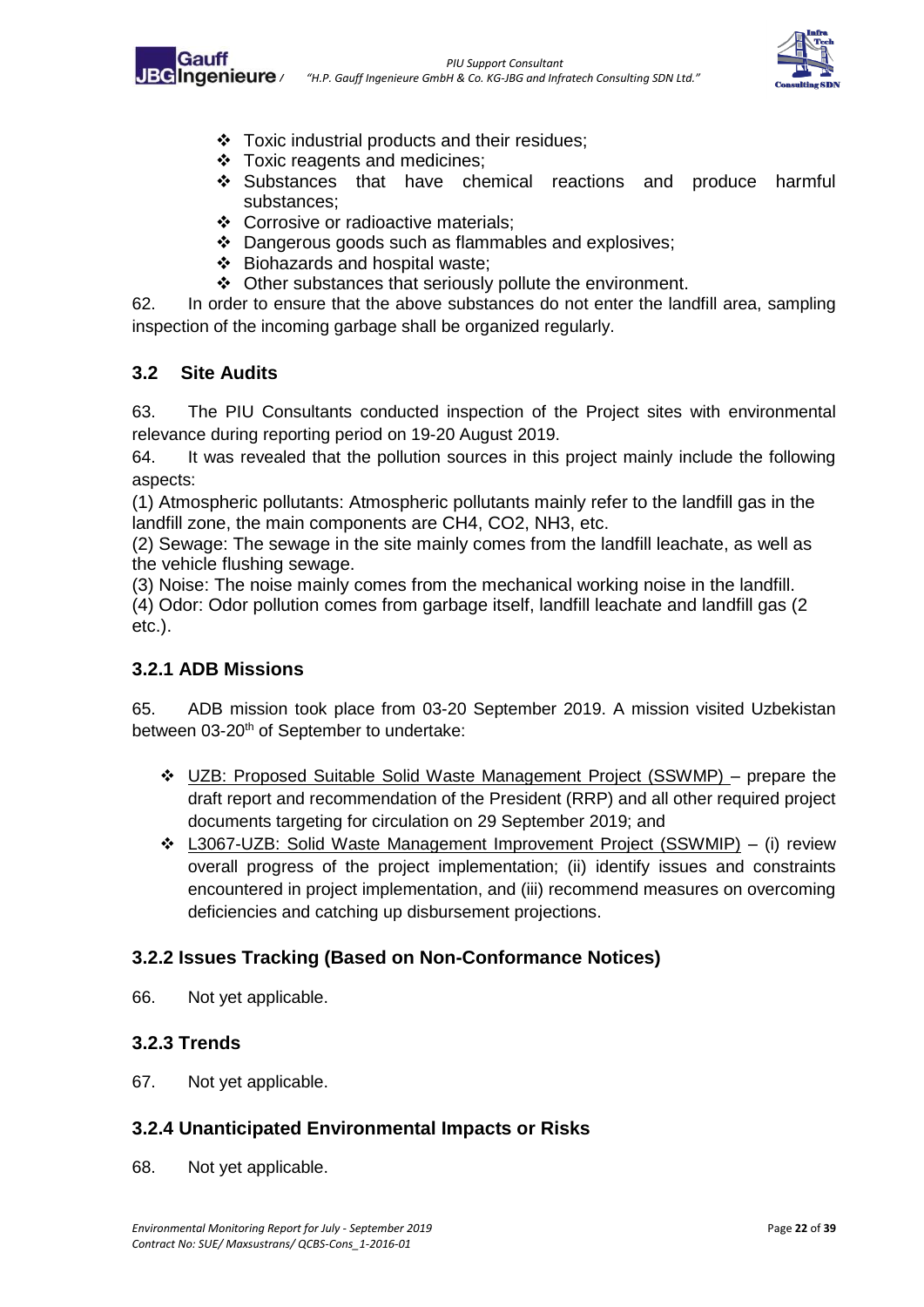- Toxic industrial products and their residues;
- Toxic reagents and medicines;
- Substances that have chemical reactions and produce harmful substances;
- Corrosive or radioactive materials;
- Dangerous goods such as flammables and explosives;
- Biohazards and hospital waste;
- Other substances that seriously pollute the environment.

62. In order to ensure that the above substances do not enter the landfill area, sampling inspection of the incoming garbage shall be organized regularly.

## 3.2 Site Audits

63. The PIU Consultants conducted inspection of the Project sites with environmental relevance during reporting period on 19-20 August 2019.

64. It was revealed that the pollution sources in this project mainly include the following aspects:

(1) Atmospheric pollutants: Atmospheric pollutants mainly refer to the landfill gas in the landfill zone, the main components are $CH_4$, $CO_2$, $NH_3$, etc.

(2) Sewage: The sewage in the site mainly comes from the landfill leachate, as well as the vehicle flushing sewage.

(3) Noise: The noise mainly comes from the mechanical working noise in the landfill.

(4) Odor: Odor pollution comes from garbage itself, landfill leachate and landfill gas (2 etc.).

### 3.2.1 ADB Missions

65. ADB mission took place from 03-20 September 2019. A mission visited Uzbekistan between 03-20th of September to undertake:

- UZB: Proposed Suitable Solid Waste Management Project (SSWMP) – prepare the draft report and recommendation of the President (RRP) and all other required project documents targeting for circulation on 29 September 2019; and
- L3067-UZB: Solid Waste Management Improvement Project (SSWMIP) – (i) review overall progress of the project implementation; (ii) identify issues and constraints encountered in project implementation, and (iii) recommend measures on overcoming deficiencies and catching up disbursement projections.

### 3.2.2 Issues Tracking (Based on Non-Conformance Notices)

66. Not yet applicable.

### 3.2.3 Trends

67. Not yet applicable.

### 3.2.4 Unanticipated Environmental Impacts or Risks

68. Not yet applicable.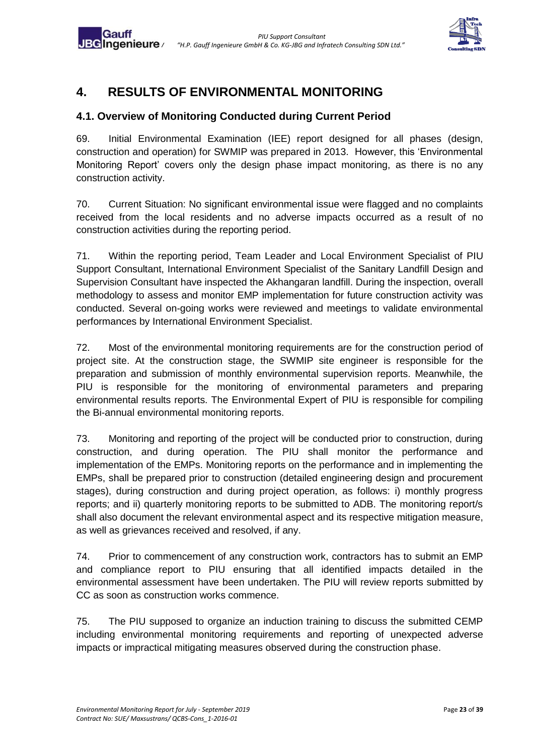# 4. RESULTS OF ENVIRONMENTAL MONITORING

## 4.1. Overview of Monitoring Conducted during Current Period

69. Initial Environmental Examination (IEE) report designed for all phases (design, construction and operation) for SWMIP was prepared in 2013. However, this 'Environmental Monitoring Report' covers only the design phase impact monitoring, as there is no any construction activity.

70. Current Situation: No significant environmental issue were flagged and no complaints received from the local residents and no adverse impacts occurred as a result of no construction activities during the reporting period.

71. Within the reporting period, Team Leader and Local Environment Specialist of PIU Support Consultant, International Environment Specialist of the Sanitary Landfill Design and Supervision Consultant have inspected the Akhangaran landfill. During the inspection, overall methodology to assess and monitor EMP implementation for future construction activity was conducted. Several on-going works were reviewed and meetings to validate environmental performances by International Environment Specialist.

72. Most of the environmental monitoring requirements are for the construction period of project site. At the construction stage, the SWMIP site engineer is responsible for the preparation and submission of monthly environmental supervision reports. Meanwhile, the PIU is responsible for the monitoring of environmental parameters and preparing environmental results reports. The Environmental Expert of PIU is responsible for compiling the Bi-annual environmental monitoring reports.

73. Monitoring and reporting of the project will be conducted prior to construction, during construction, and during operation. The PIU shall monitor the performance and implementation of the EMPs. Monitoring reports on the performance and in implementing the EMPs, shall be prepared prior to construction (detailed engineering design and procurement stages), during construction and during project operation, as follows: i) monthly progress reports; and ii) quarterly monitoring reports to be submitted to ADB. The monitoring report/s shall also document the relevant environmental aspect and its respective mitigation measure, as well as grievances received and resolved, if any.

74. Prior to commencement of any construction work, contractors has to submit an EMP and compliance report to PIU ensuring that all identified impacts detailed in the environmental assessment have been undertaken. The PIU will review reports submitted by CC as soon as construction works commence.

75. The PIU supposed to organize an induction training to discuss the submitted CEMP including environmental monitoring requirements and reporting of unexpected adverse impacts or impractical mitigating measures observed during the construction phase.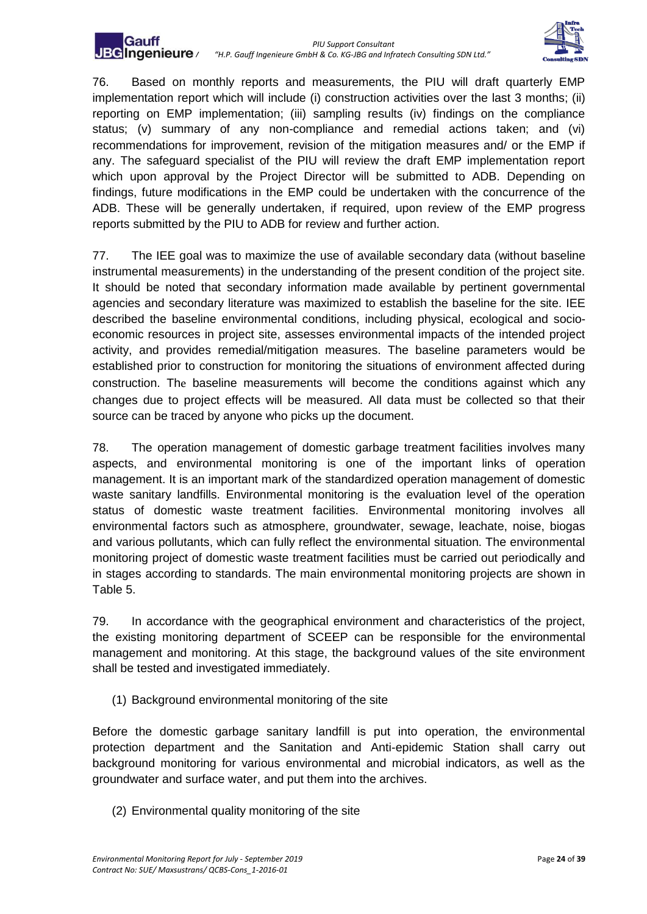76. Based on monthly reports and measurements, the PIU will draft quarterly EMP implementation report which will include (i) construction activities over the last 3 months; (ii) reporting on EMP implementation; (iii) sampling results (iv) findings on the compliance status; (v) summary of any non-compliance and remedial actions taken; and (vi) recommendations for improvement, revision of the mitigation measures and/ or the EMP if any. The safeguard specialist of the PIU will review the draft EMP implementation report which upon approval by the Project Director will be submitted to ADB. Depending on findings, future modifications in the EMP could be undertaken with the concurrence of the ADB. These will be generally undertaken, if required, upon review of the EMP progress reports submitted by the PIU to ADB for review and further action.

77. The IEE goal was to maximize the use of available secondary data (without baseline instrumental measurements) in the understanding of the present condition of the project site. It should be noted that secondary information made available by pertinent governmental agencies and secondary literature was maximized to establish the baseline for the site. IEE described the baseline environmental conditions, including physical, ecological and socio-economic resources in project site, assesses environmental impacts of the intended project activity, and provides remedial/mitigation measures. The baseline parameters would be established prior to construction for monitoring the situations of environment affected during construction. The baseline measurements will become the conditions against which any changes due to project effects will be measured. All data must be collected so that their source can be traced by anyone who picks up the document.

78. The operation management of domestic garbage treatment facilities involves many aspects, and environmental monitoring is one of the important links of operation management. It is an important mark of the standardized operation management of domestic waste sanitary landfills. Environmental monitoring is the evaluation level of the operation status of domestic waste treatment facilities. Environmental monitoring involves all environmental factors such as atmosphere, groundwater, sewage, leachate, noise, biogas and various pollutants, which can fully reflect the environmental situation. The environmental monitoring project of domestic waste treatment facilities must be carried out periodically and in stages according to standards. The main environmental monitoring projects are shown in Table 5.

79. In accordance with the geographical environment and characteristics of the project, the existing monitoring department of SCEEP can be responsible for the environmental management and monitoring. At this stage, the background values of the site environment shall be tested and investigated immediately.

(1) Background environmental monitoring of the site

Before the domestic garbage sanitary landfill is put into operation, the environmental protection department and the Sanitation and Anti-epidemic Station shall carry out background monitoring for various environmental and microbial indicators, as well as the groundwater and surface water, and put them into the archives.

(2) Environmental quality monitoring of the site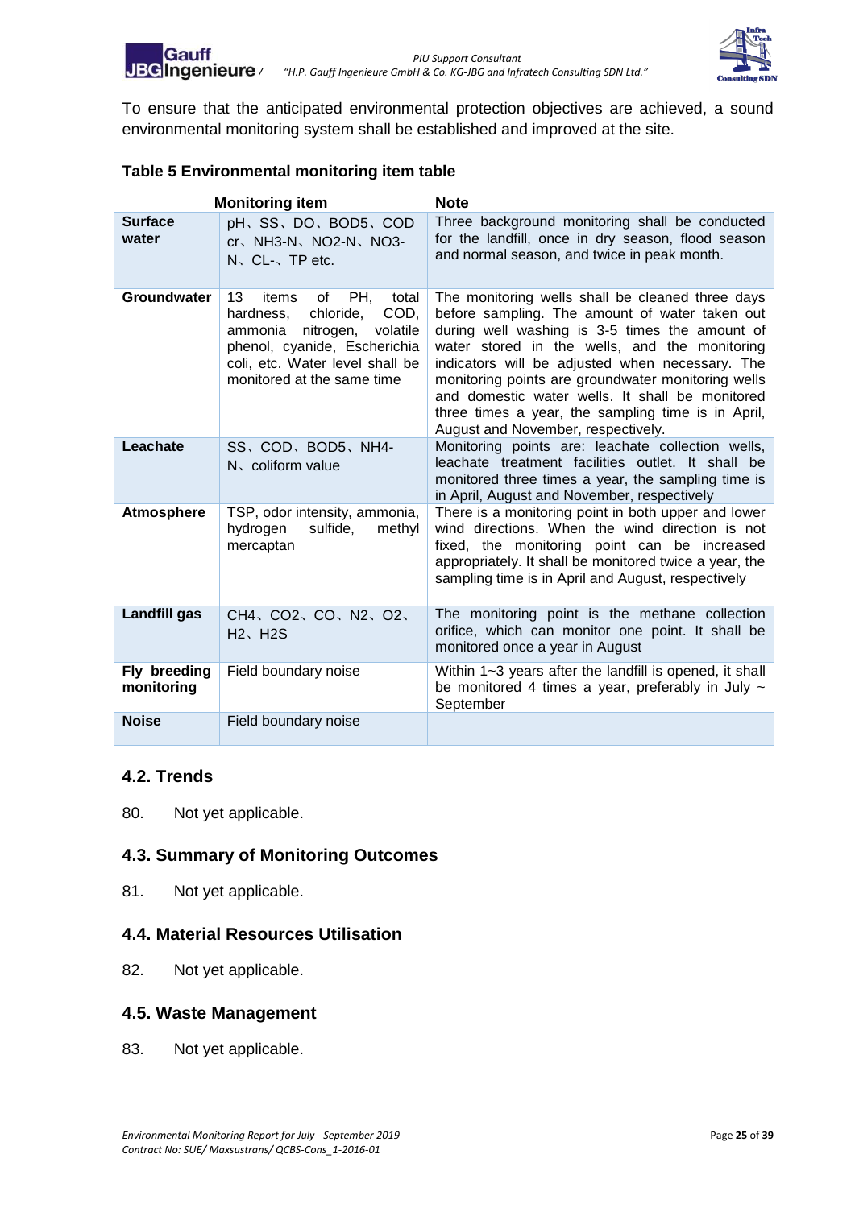To ensure that the anticipated environmental protection objectives are achieved, a sound environmental monitoring system shall be established and improved at the site.

**Table 5 Environmental monitoring item table**

| Monitoring item | | Note |
|---|---|---|
| **Surface water** | pH、SS、DO、BOD5、CODcr、NH3-N、NO2-N、NO3-N、CL-、TP etc. | Three background monitoring shall be conducted for the landfill, once in dry season, flood season and normal season, and twice in peak month. |
| **Groundwater** | 13 items of PH, total hardness, chloride, COD, ammonia nitrogen, volatile phenol, cyanide, Escherichia coli, etc. Water level shall be monitored at the same time | The monitoring wells shall be cleaned three days before sampling. The amount of water taken out during well washing is 3-5 times the amount of water stored in the wells, and the monitoring indicators will be adjusted when necessary. The monitoring points are groundwater monitoring wells and domestic water wells. It shall be monitored three times a year, the sampling time is in April, August and November, respectively. |
| **Leachate** | SS、COD、BOD5、NH4-N、coliform value | Monitoring points are: leachate collection wells, leachate treatment facilities outlet. It shall be monitored three times a year, the sampling time is in April, August and November, respectively |
| **Atmosphere** | TSP, odor intensity, ammonia, hydrogen sulfide, methyl mercaptan | There is a monitoring point in both upper and lower wind directions. When the wind direction is not fixed, the monitoring point can be increased appropriately. It shall be monitored twice a year, the sampling time is in April and August, respectively |
| **Landfill gas** | CH4、CO2、CO、N2、O2、H2、H2S | The monitoring point is the methane collection orifice, which can monitor one point. It shall be monitored once a year in August |
| **Fly breeding monitoring** | Field boundary noise | Within 1~3 years after the landfill is opened, it shall be monitored 4 times a year, preferably in July ~ September |
| **Noise** | Field boundary noise | |

## 4.2. Trends

80. Not yet applicable.

## 4.3. Summary of Monitoring Outcomes

81. Not yet applicable.

## 4.4. Material Resources Utilisation

82. Not yet applicable.

## 4.5. Waste Management

83. Not yet applicable.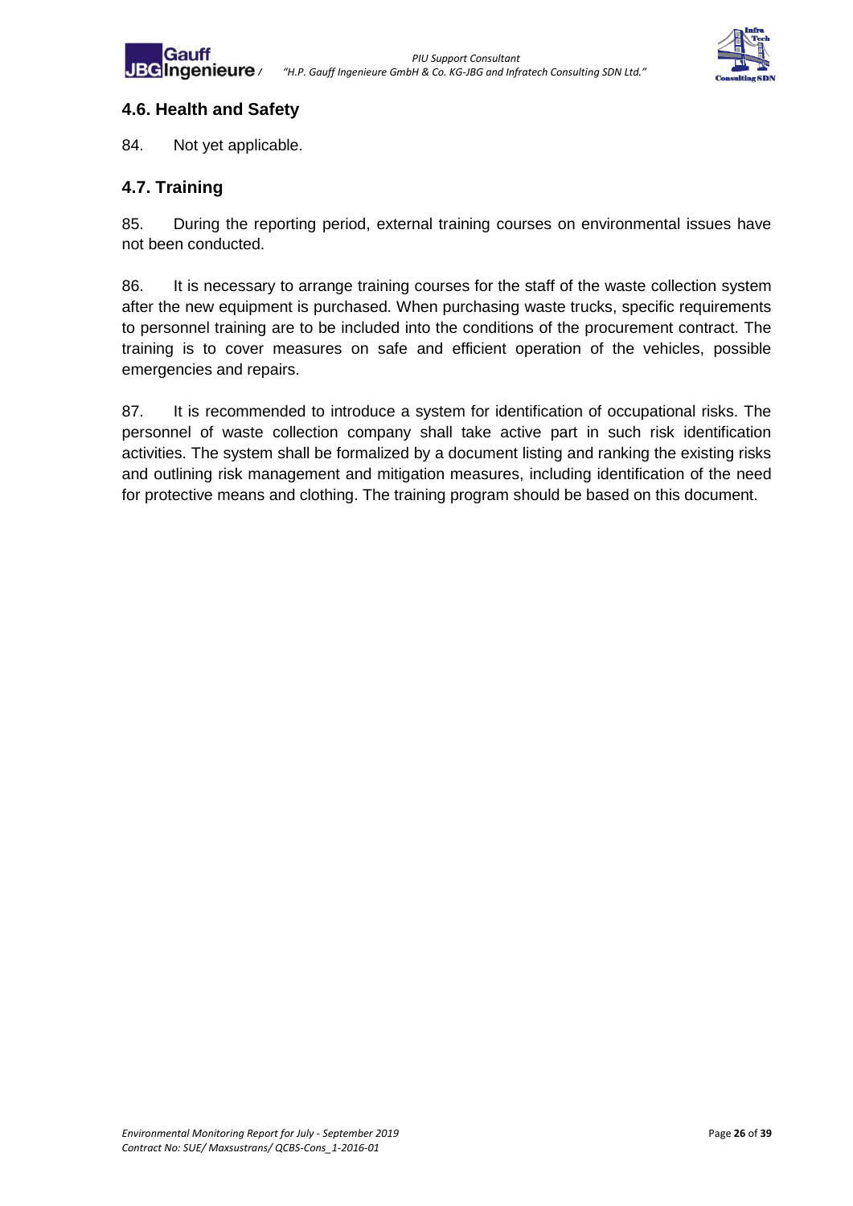## 4.6. Health and Safety

84. Not yet applicable.

## 4.7. Training

85. During the reporting period, external training courses on environmental issues have not been conducted.

86. It is necessary to arrange training courses for the staff of the waste collection system after the new equipment is purchased. When purchasing waste trucks, specific requirements to personnel training are to be included into the conditions of the procurement contract. The training is to cover measures on safe and efficient operation of the vehicles, possible emergencies and repairs.

87. It is recommended to introduce a system for identification of occupational risks. The personnel of waste collection company shall take active part in such risk identification activities. The system shall be formalized by a document listing and ranking the existing risks and outlining risk management and mitigation measures, including identification of the need for protective means and clothing. The training program should be based on this document.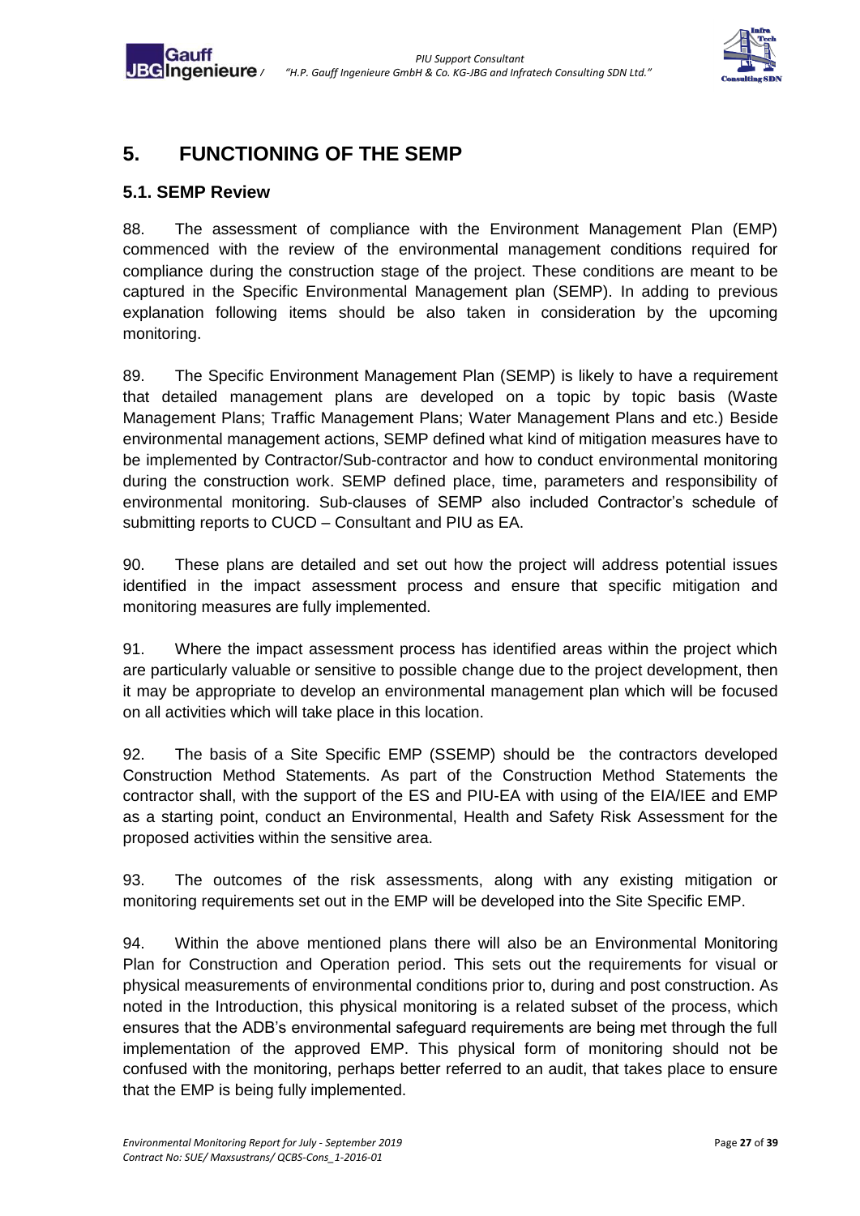# 5. FUNCTIONING OF THE SEMP

## 5.1. SEMP Review

88. The assessment of compliance with the Environment Management Plan (EMP) commenced with the review of the environmental management conditions required for compliance during the construction stage of the project. These conditions are meant to be captured in the Specific Environmental Management plan (SEMP). In adding to previous explanation following items should be also taken in consideration by the upcoming monitoring.

89. The Specific Environment Management Plan (SEMP) is likely to have a requirement that detailed management plans are developed on a topic by topic basis (Waste Management Plans; Traffic Management Plans; Water Management Plans and etc.) Beside environmental management actions, SEMP defined what kind of mitigation measures have to be implemented by Contractor/Sub-contractor and how to conduct environmental monitoring during the construction work. SEMP defined place, time, parameters and responsibility of environmental monitoring. Sub-clauses of SEMP also included Contractor's schedule of submitting reports to CUCD – Consultant and PIU as EA.

90. These plans are detailed and set out how the project will address potential issues identified in the impact assessment process and ensure that specific mitigation and monitoring measures are fully implemented.

91. Where the impact assessment process has identified areas within the project which are particularly valuable or sensitive to possible change due to the project development, then it may be appropriate to develop an environmental management plan which will be focused on all activities which will take place in this location.

92. The basis of a Site Specific EMP (SSEMP) should be the contractors developed Construction Method Statements. As part of the Construction Method Statements the contractor shall, with the support of the ES and PIU-EA with using of the EIA/IEE and EMP as a starting point, conduct an Environmental, Health and Safety Risk Assessment for the proposed activities within the sensitive area.

93. The outcomes of the risk assessments, along with any existing mitigation or monitoring requirements set out in the EMP will be developed into the Site Specific EMP.

94. Within the above mentioned plans there will also be an Environmental Monitoring Plan for Construction and Operation period. This sets out the requirements for visual or physical measurements of environmental conditions prior to, during and post construction. As noted in the Introduction, this physical monitoring is a related subset of the process, which ensures that the ADB's environmental safeguard requirements are being met through the full implementation of the approved EMP. This physical form of monitoring should not be confused with the monitoring, perhaps better referred to an audit, that takes place to ensure that the EMP is being fully implemented.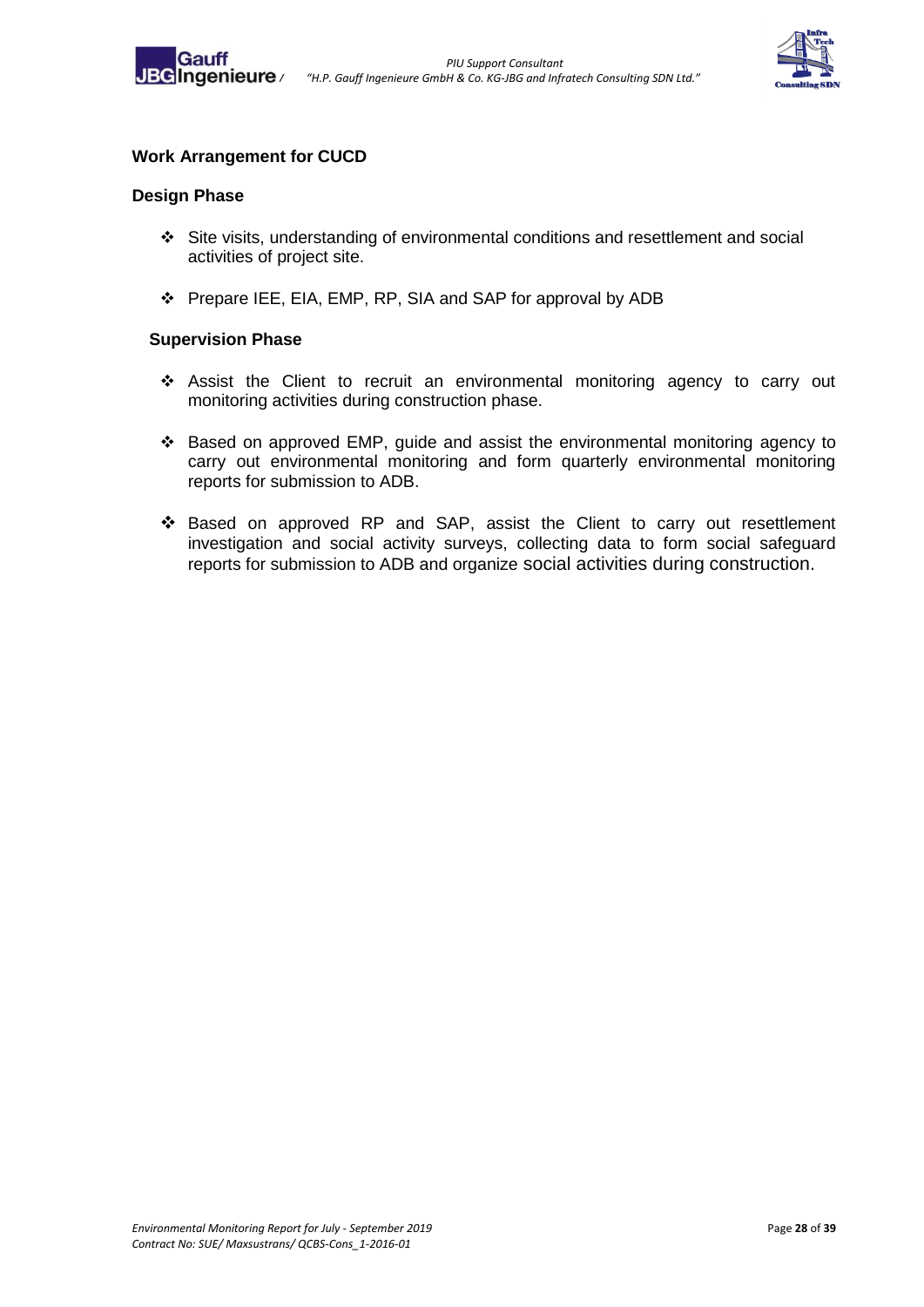**Work Arrangement for CUCD**

**Design Phase**

- Site visits, understanding of environmental conditions and resettlement and social activities of project site.
- Prepare IEE, EIA, EMP, RP, SIA and SAP for approval by ADB

**Supervision Phase**

- Assist the Client to recruit an environmental monitoring agency to carry out monitoring activities during construction phase.
- Based on approved EMP, guide and assist the environmental monitoring agency to carry out environmental monitoring and form quarterly environmental monitoring reports for submission to ADB.
- Based on approved RP and SAP, assist the Client to carry out resettlement investigation and social activity surveys, collecting data to form social safeguard reports for submission to ADB and organize social activities during construction.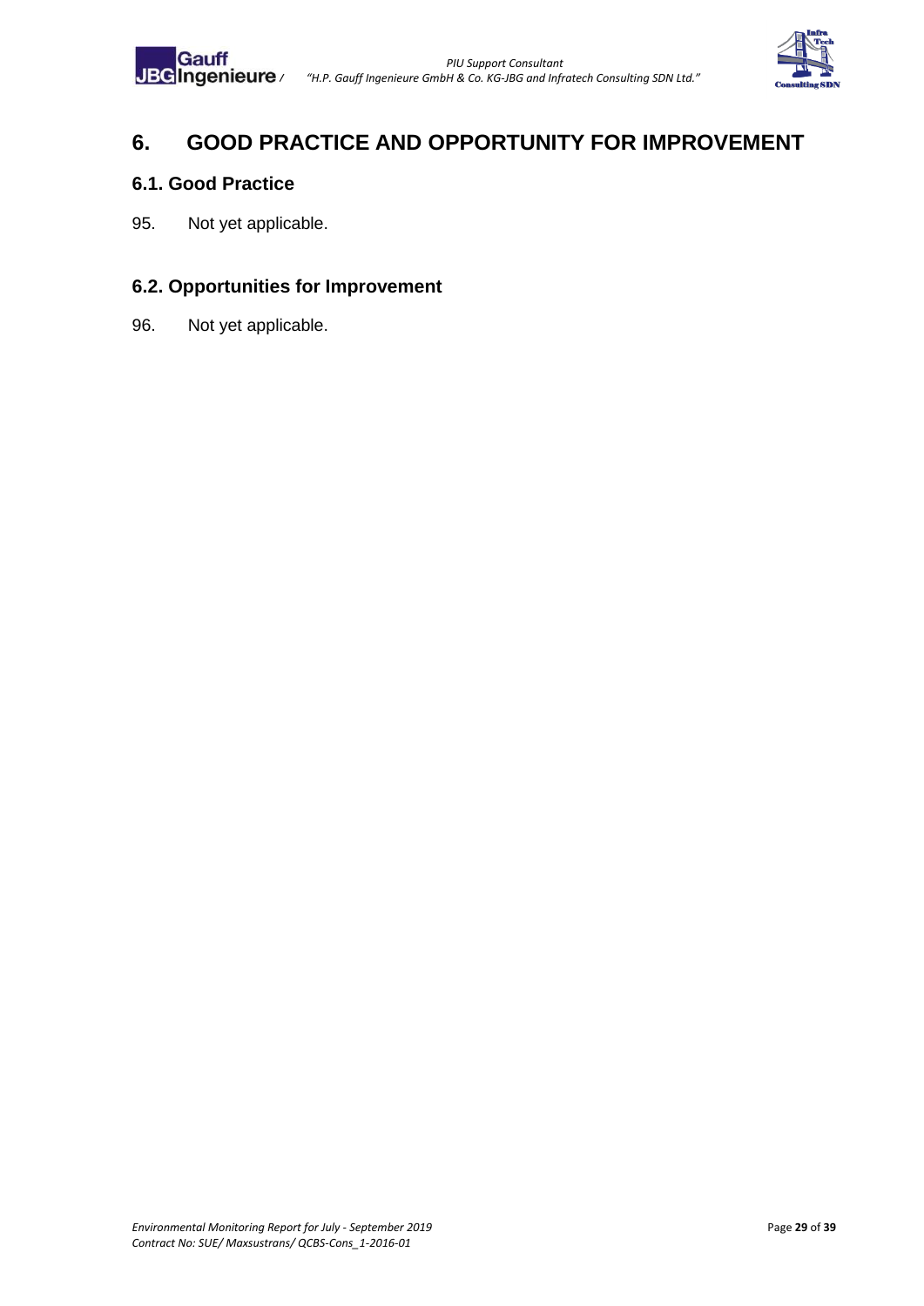# 6. GOOD PRACTICE AND OPPORTUNITY FOR IMPROVEMENT

## 6.1. Good Practice

95. Not yet applicable.

## 6.2. Opportunities for Improvement

96. Not yet applicable.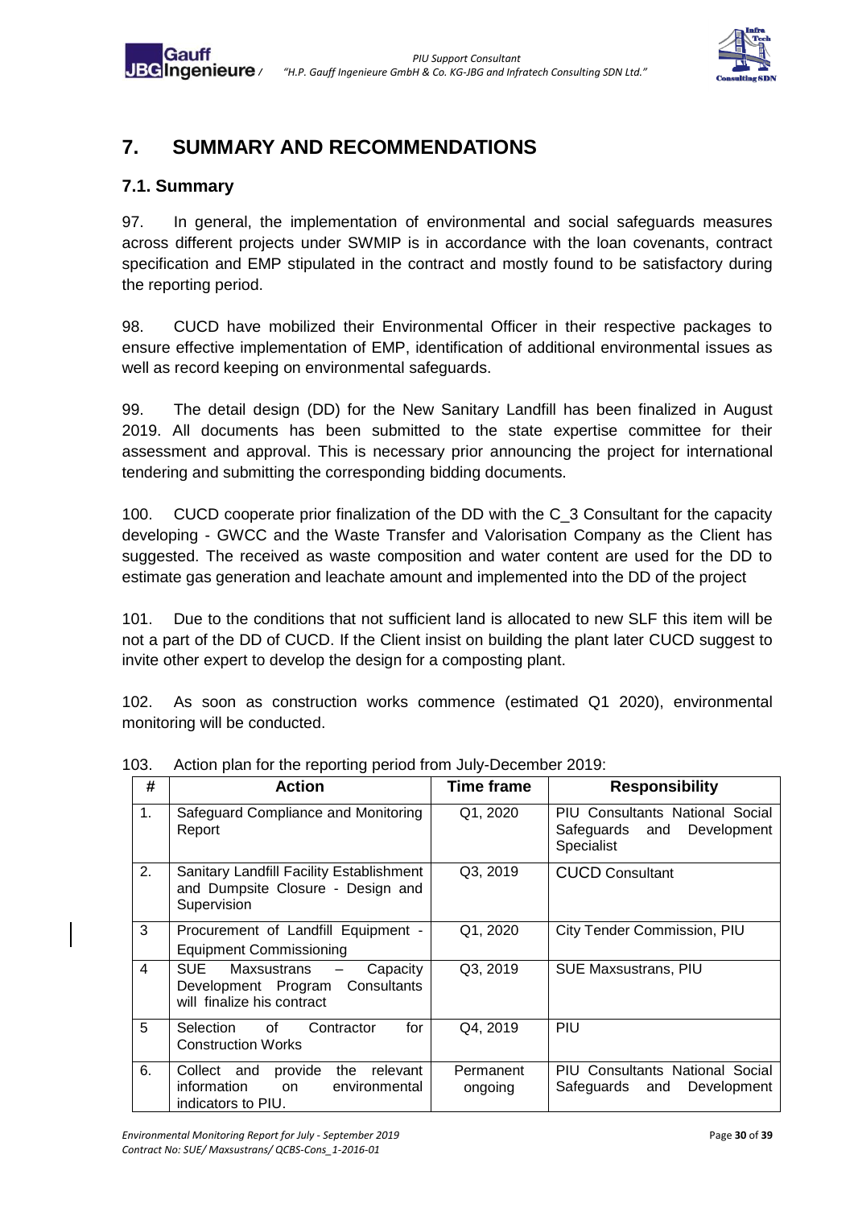# 7. SUMMARY AND RECOMMENDATIONS

## 7.1. Summary

97. In general, the implementation of environmental and social safeguards measures across different projects under SWMIP is in accordance with the loan covenants, contract specification and EMP stipulated in the contract and mostly found to be satisfactory during the reporting period.

98. CUCD have mobilized their Environmental Officer in their respective packages to ensure effective implementation of EMP, identification of additional environmental issues as well as record keeping on environmental safeguards.

99. The detail design (DD) for the New Sanitary Landfill has been finalized in August 2019. All documents has been submitted to the state expertise committee for their assessment and approval. This is necessary prior announcing the project for international tendering and submitting the corresponding bidding documents.

100. CUCD cooperate prior finalization of the DD with the C_3 Consultant for the capacity developing - GWCC and the Waste Transfer and Valorisation Company as the Client has suggested. The received as waste composition and water content are used for the DD to estimate gas generation and leachate amount and implemented into the DD of the project

101. Due to the conditions that not sufficient land is allocated to new SLF this item will be not a part of the DD of CUCD. If the Client insist on building the plant later CUCD suggest to invite other expert to develop the design for a composting plant.

102. As soon as construction works commence (estimated Q1 2020), environmental monitoring will be conducted.

103. Action plan for the reporting period from July-December 2019:

| # | Action | Time frame | Responsibility |
|---|---|---|---|
| 1. | Safeguard Compliance and Monitoring Report | Q1, 2020 | PIU Consultants National Social Safeguards and Development Specialist |
| 2. | Sanitary Landfill Facility Establishment and Dumpsite Closure - Design and Supervision | Q3, 2019 | CUCD Consultant |
| 3 | Procurement of Landfill Equipment - Equipment Commissioning | Q1, 2020 | City Tender Commission, PIU |
| 4 | SUE Maxsustrans – Capacity Development Program Consultants will finalize his contract | Q3, 2019 | SUE Maxsustrans, PIU |
| 5 | Selection of Contractor for Construction Works | Q4, 2019 | PIU |
| 6. | Collect and provide the relevant information on environmental indicators to PIU. | Permanent ongoing | PIU Consultants National Social Safeguards and Development |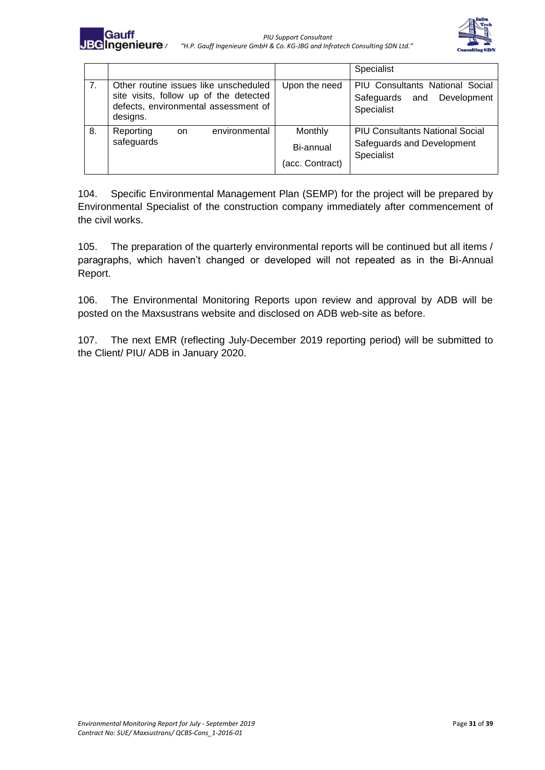| | | | Specialist |
|---|---|---|---|
| 7. | Other routine issues like unscheduled site visits, follow up of the detected defects, environmental assessment of designs. | Upon the need | PIU Consultants National Social Safeguards and Development Specialist |
| 8. | Reporting on environmental safeguards | Monthly<br>Bi-annual<br>(acc. Contract) | PIU Consultants National Social Safeguards and Development Specialist |

104. Specific Environmental Management Plan (SEMP) for the project will be prepared by Environmental Specialist of the construction company immediately after commencement of the civil works.

105. The preparation of the quarterly environmental reports will be continued but all items / paragraphs, which haven't changed or developed will not repeated as in the Bi-Annual Report.

106. The Environmental Monitoring Reports upon review and approval by ADB will be posted on the Maxsustrans website and disclosed on ADB web-site as before.

107. The next EMR (reflecting July-December 2019 reporting period) will be submitted to the Client/ PIU/ ADB in January 2020.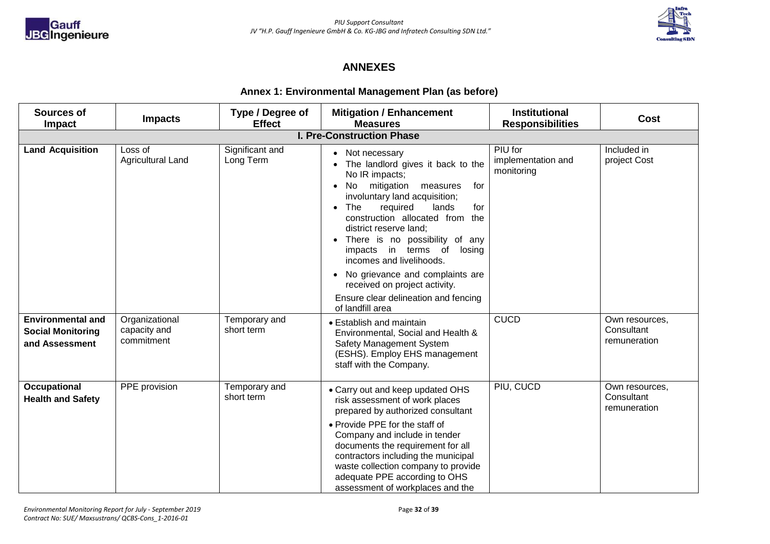# ANNEXES

## Annex 1: Environmental Management Plan (as before)

| Sources of Impact | Impacts | Type / Degree of Effect | Mitigation / Enhancement Measures | Institutional Responsibilities | Cost |
|---|---|---|---|---|---|
| **I. Pre-Construction Phase** | | | | | |
| **Land Acquisition** | Loss of Agricultural Land | Significant and Long Term | • Not necessary<br>• The landlord gives it back to the No IR impacts;<br>• No mitigation measures for involuntary land acquisition;<br>• The required lands for construction allocated from the district reserve land;<br>• There is no possibility of any impacts in terms of losing incomes and livelihoods.<br>• No grievance and complaints are received on project activity.<br>Ensure clear delineation and fencing of landfill area | PIU for implementation and monitoring | Included in project Cost |
| **Environmental and Social Monitoring and Assessment** | Organizational capacity and commitment | Temporary and short term | • Establish and maintain Environmental, Social and Health & Safety Management System (ESHS). Employ EHS management staff with the Company. | CUCD | Own resources, Consultant remuneration |
| **Occupational Health and Safety** | PPE provision | Temporary and short term | • Carry out and keep updated OHS risk assessment of work places prepared by authorized consultant<br>• Provide PPE for the staff of Company and include in tender documents the requirement for all contractors including the municipal waste collection company to provide adequate PPE according to OHS assessment of workplaces and the | PIU, CUCD | Own resources, Consultant remuneration |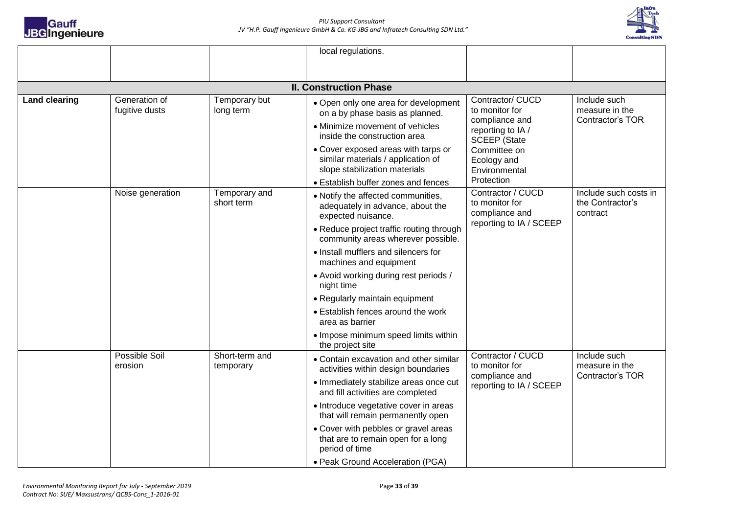| | | | local regulations. | | |
|---|---|---|---|---|---|
| **II. Construction Phase** | | | | | |
| **Land clearing** | Generation of fugitive dusts | Temporary but long term | • Open only one area for development on a by phase basis as planned.<br>• Minimize movement of vehicles inside the construction area<br>• Cover exposed areas with tarps or similar materials / application of slope stabilization materials<br>• Establish buffer zones and fences | Contractor/ CUCD to monitor for compliance and reporting to IA / SCEEP (State Committee on Ecology and Environmental Protection | Include such measure in the Contractor's TOR |
| | Noise generation | Temporary and short term | • Notify the affected communities, adequately in advance, about the expected nuisance.<br>• Reduce project traffic routing through community areas wherever possible.<br>• Install mufflers and silencers for machines and equipment<br>• Avoid working during rest periods / night time<br>• Regularly maintain equipment<br>• Establish fences around the work area as barrier<br>• Impose minimum speed limits within the project site | Contractor / CUCD to monitor for compliance and reporting to IA / SCEEP | Include such costs in the Contractor's contract |
| | Possible Soil erosion | Short-term and temporary | • Contain excavation and other similar activities within design boundaries<br>• Immediately stabilize areas once cut and fill activities are completed<br>• Introduce vegetative cover in areas that will remain permanently open<br>• Cover with pebbles or gravel areas that are to remain open for a long period of time<br>• Peak Ground Acceleration (PGA) | Contractor / CUCD to monitor for compliance and reporting to IA / SCEEP | Include such measure in the Contractor's TOR |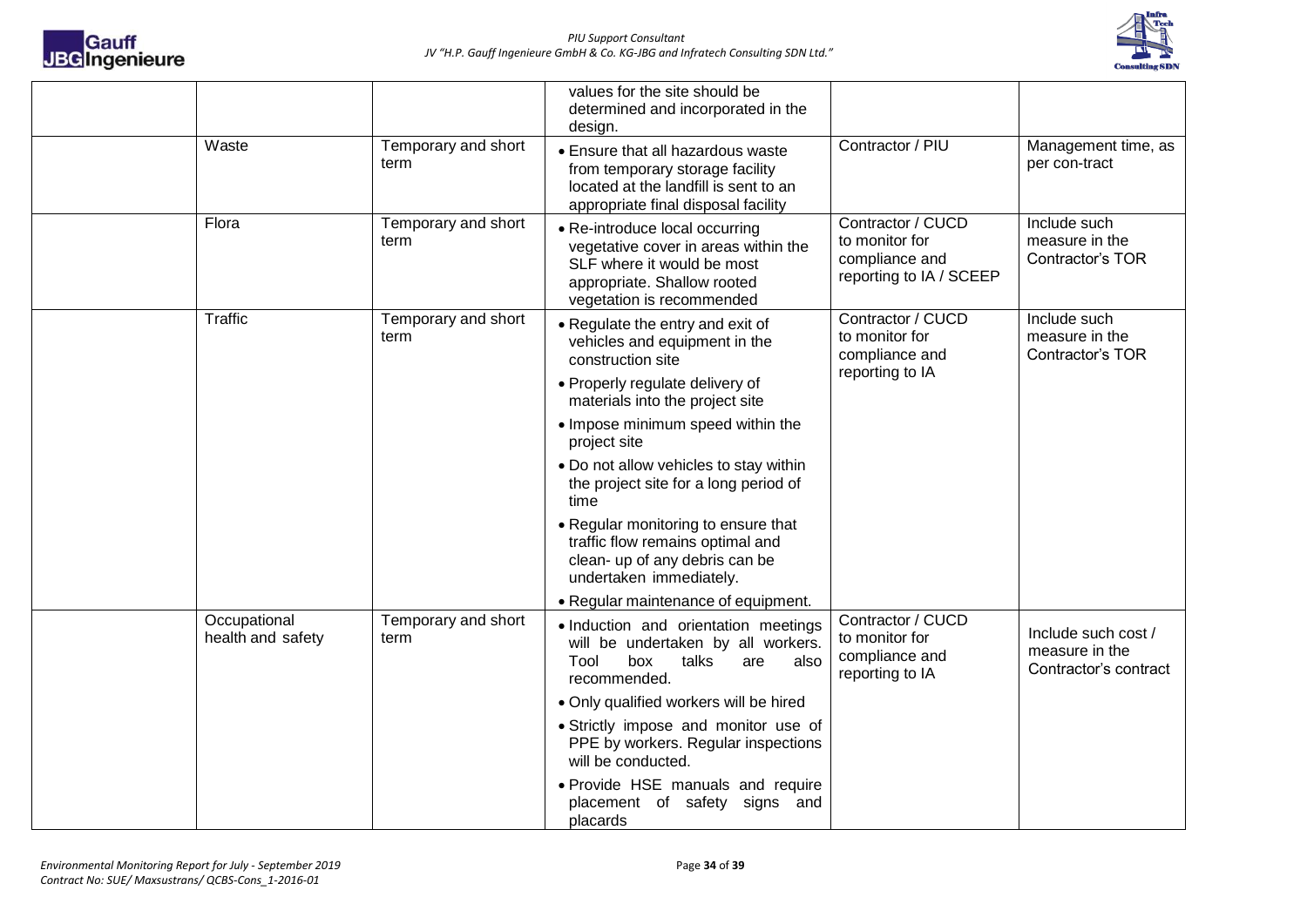| | | | | |
|---|---|---|---|---|
| | | values for the site should be determined and incorporated in the design. | | |
| Waste | Temporary and short term | • Ensure that all hazardous waste from temporary storage facility located at the landfill is sent to an appropriate final disposal facility | Contractor / PIU | Management time, as per con-tract |
| Flora | Temporary and short term | • Re-introduce local occurring vegetative cover in areas within the SLF where it would be most appropriate. Shallow rooted vegetation is recommended | Contractor / CUCD to monitor for compliance and reporting to IA / SCEEP | Include such measure in the Contractor's TOR |
| Traffic | Temporary and short term | • Regulate the entry and exit of vehicles and equipment in the construction site<br>• Properly regulate delivery of materials into the project site<br>• Impose minimum speed within the project site<br>• Do not allow vehicles to stay within the project site for a long period of time<br>• Regular monitoring to ensure that traffic flow remains optimal and clean- up of any debris can be undertaken immediately.<br>• Regular maintenance of equipment. | Contractor / CUCD to monitor for compliance and reporting to IA | Include such measure in the Contractor's TOR |
| Occupational health and safety | Temporary and short term | • Induction and orientation meetings will be undertaken by all workers. Tool box talks are also recommended.<br>• Only qualified workers will be hired<br>• Strictly impose and monitor use of PPE by workers. Regular inspections will be conducted.<br>• Provide HSE manuals and require placement of safety signs and placards | Contractor / CUCD to monitor for compliance and reporting to IA | Include such cost / measure in the Contractor's contract |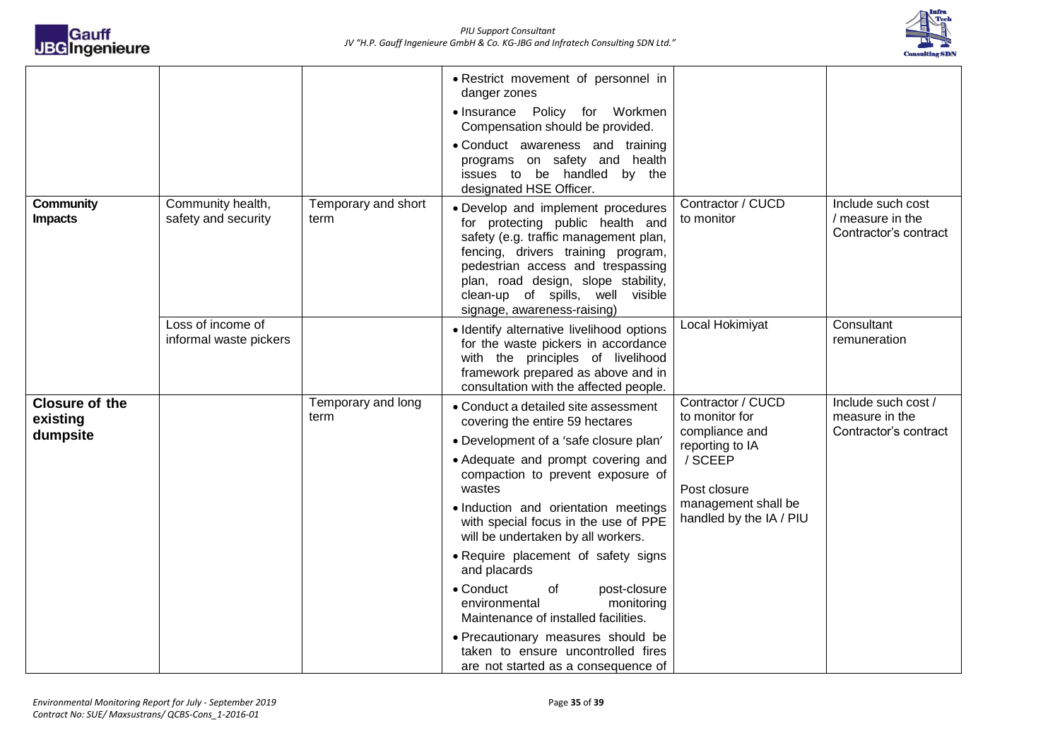| | | | | | |
|---|---|---|---|---|---|
| | | | • Restrict movement of personnel in danger zones<br>• Insurance Policy for Workmen Compensation should be provided.<br>• Conduct awareness and training programs on safety and health issues to be handled by the designated HSE Officer. | | |
| **Community Impacts** | Community health, safety and security | Temporary and short term | • Develop and implement procedures for protecting public health and safety (e.g. traffic management plan, fencing, drivers training program, pedestrian access and trespassing plan, road design, slope stability, clean-up of spills, well visible signage, awareness-raising) | Contractor / CUCD to monitor | Include such cost / measure in the Contractor's contract |
| | Loss of income of informal waste pickers | | • Identify alternative livelihood options for the waste pickers in accordance with the principles of livelihood framework prepared as above and in consultation with the affected people. | Local Hokimiyat | Consultant remuneration |
| **Closure of the existing dumpsite** | | Temporary and long term | • Conduct a detailed site assessment covering the entire 59 hectares<br>• Development of a 'safe closure plan'<br>• Adequate and prompt covering and compaction to prevent exposure of wastes<br>• Induction and orientation meetings with special focus in the use of PPE will be undertaken by all workers.<br>• Require placement of safety signs and placards<br>• Conduct of post-closure environmental monitoring Maintenance of installed facilities.<br>• Precautionary measures should be taken to ensure uncontrolled fires are not started as a consequence of | Contractor / CUCD to monitor for compliance and reporting to IA / SCEEP<br><br>Post closure management shall be handled by the IA / PIU | Include such cost / measure in the Contractor's contract |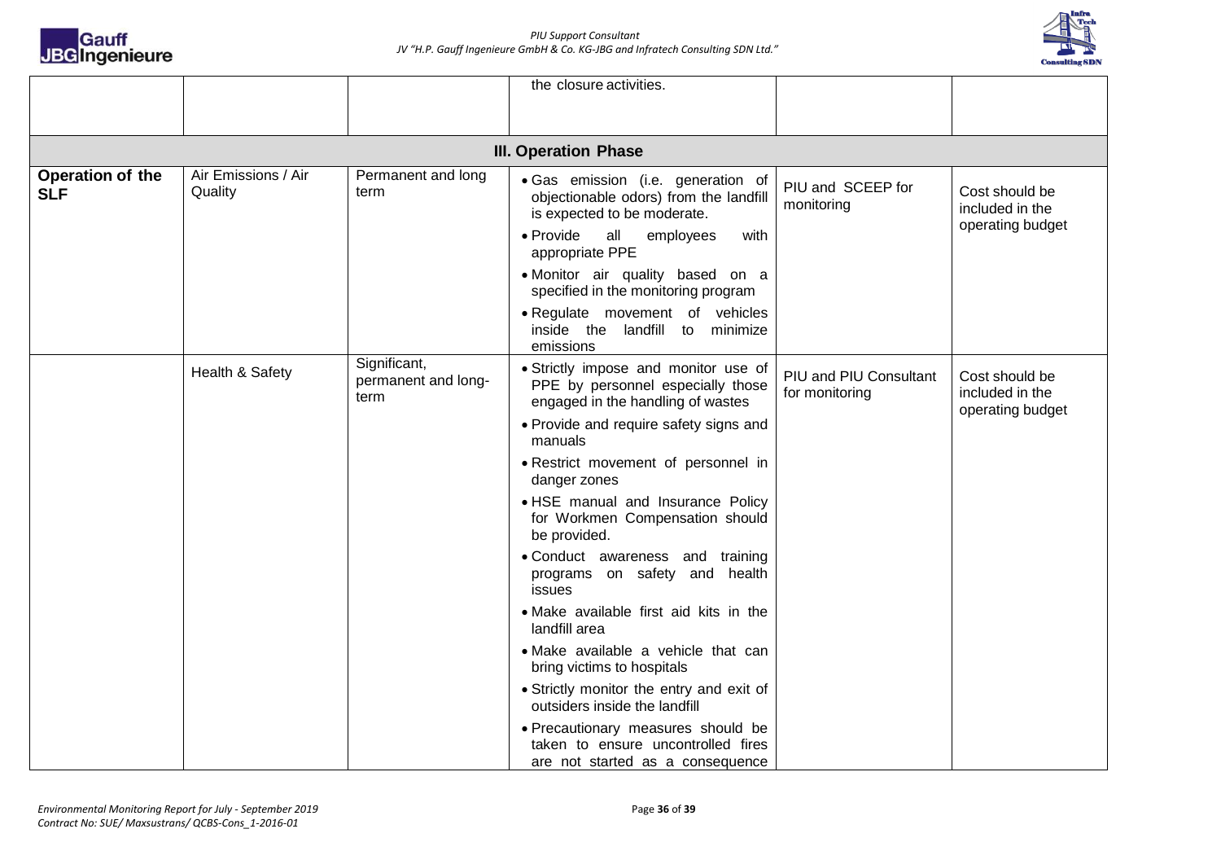| | | | the closure activities. | | |
|---|---|---|---|---|---|
| **III. Operation Phase** | | | | | |
| **Operation of the SLF** | Air Emissions / Air Quality | Permanent and long term | • Gas emission (i.e. generation of objectionable odors) from the landfill is expected to be moderate.<br>• Provide all employees with appropriate PPE<br>• Monitor air quality based on a specified in the monitoring program<br>• Regulate movement of vehicles inside the landfill to minimize emissions | PIU and SCEEP for monitoring | Cost should be included in the operating budget |
| | Health & Safety | Significant, permanent and long-term | • Strictly impose and monitor use of PPE by personnel especially those engaged in the handling of wastes<br>• Provide and require safety signs and manuals<br>• Restrict movement of personnel in danger zones<br>• HSE manual and Insurance Policy for Workmen Compensation should be provided.<br>• Conduct awareness and training programs on safety and health issues<br>• Make available first aid kits in the landfill area<br>• Make available a vehicle that can bring victims to hospitals<br>• Strictly monitor the entry and exit of outsiders inside the landfill<br>• Precautionary measures should be taken to ensure uncontrolled fires are not started as a consequence | PIU and PIU Consultant for monitoring | Cost should be included in the operating budget |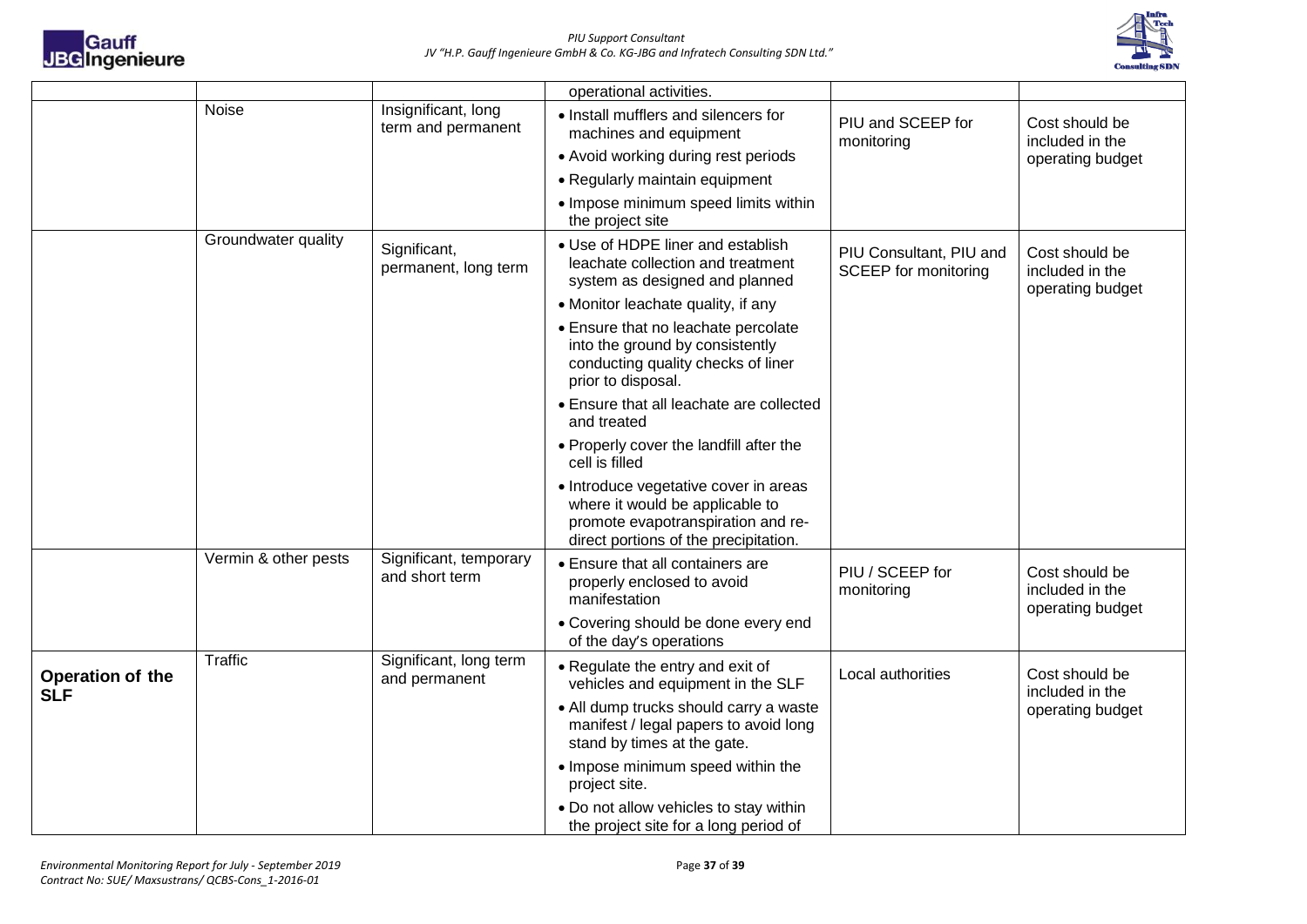| | | | operational activities. | | |
|---|---|---|---|---|---|
| | Noise | Insignificant, long term and permanent | • Install mufflers and silencers for machines and equipment<br>• Avoid working during rest periods<br>• Regularly maintain equipment<br>• Impose minimum speed limits within the project site | PIU and SCEEP for monitoring | Cost should be included in the operating budget |
| | Groundwater quality | Significant, permanent, long term | • Use of HDPE liner and establish leachate collection and treatment system as designed and planned<br>• Monitor leachate quality, if any<br>• Ensure that no leachate percolate into the ground by consistently conducting quality checks of liner prior to disposal.<br>• Ensure that all leachate are collected and treated<br>• Properly cover the landfill after the cell is filled<br>• Introduce vegetative cover in areas where it would be applicable to promote evapotranspiration and re-direct portions of the precipitation. | PIU Consultant, PIU and SCEEP for monitoring | Cost should be included in the operating budget |
| | Vermin & other pests | Significant, temporary and short term | • Ensure that all containers are properly enclosed to avoid manifestation<br>• Covering should be done every end of the day's operations | PIU / SCEEP for monitoring | Cost should be included in the operating budget |
| **Operation of the SLF** | Traffic | Significant, long term and permanent | • Regulate the entry and exit of vehicles and equipment in the SLF<br>• All dump trucks should carry a waste manifest / legal papers to avoid long stand by times at the gate.<br>• Impose minimum speed within the project site.<br>• Do not allow vehicles to stay within the project site for a long period of | Local authorities | Cost should be included in the operating budget |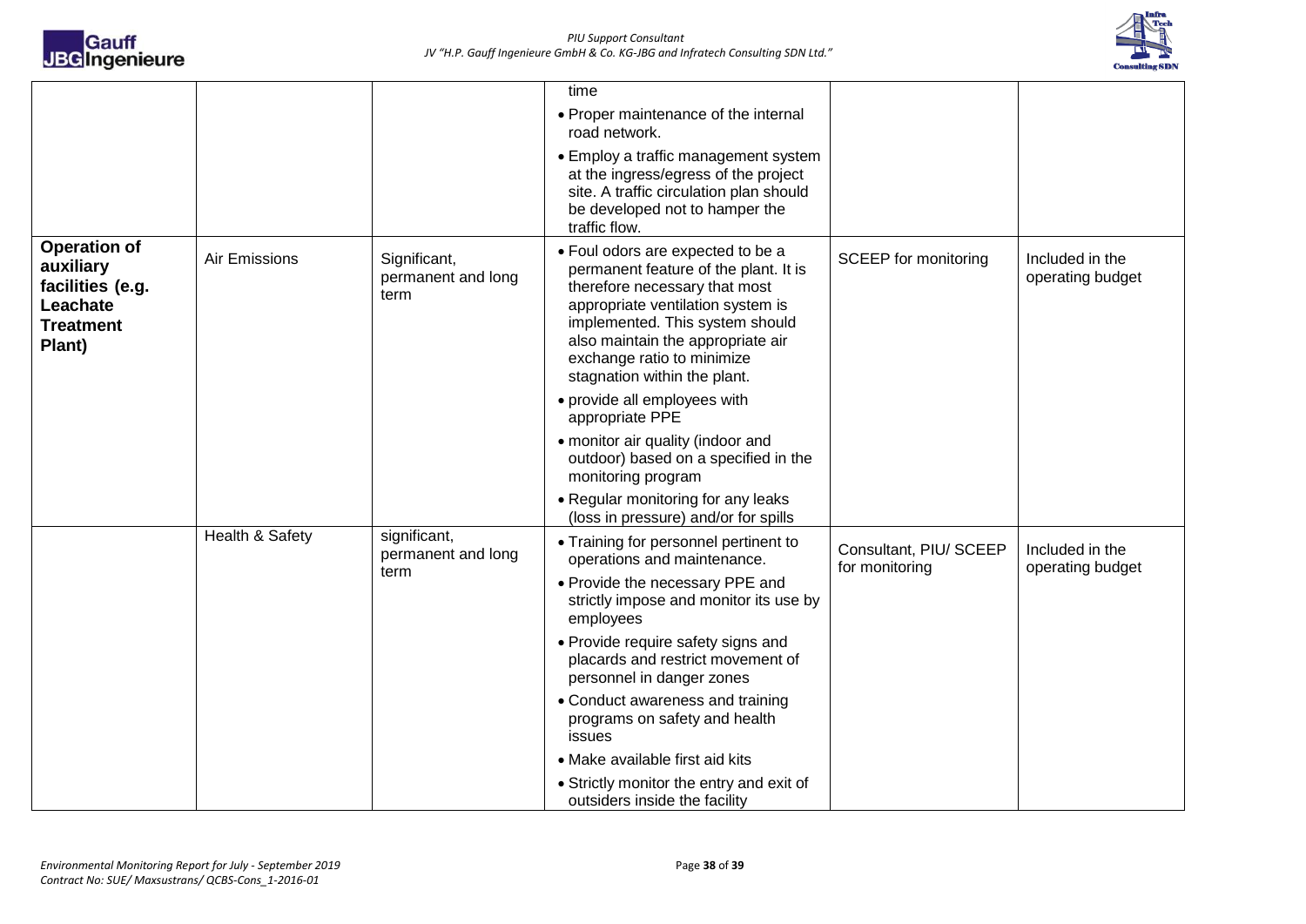| | | | | | |
|---|---|---|---|---|---|
| | | | time<br>• Proper maintenance of the internal road network.<br>• Employ a traffic management system at the ingress/egress of the project site. A traffic circulation plan should be developed not to hamper the traffic flow. | | |
| **Operation of auxiliary facilities (e.g. Leachate Treatment Plant)** | Air Emissions | Significant, permanent and long term | • Foul odors are expected to be a permanent feature of the plant. It is therefore necessary that most appropriate ventilation system is implemented. This system should also maintain the appropriate air exchange ratio to minimize stagnation within the plant.<br>• provide all employees with appropriate PPE<br>• monitor air quality (indoor and outdoor) based on a specified in the monitoring program<br>• Regular monitoring for any leaks (loss in pressure) and/or for spills | SCEEP for monitoring | Included in the operating budget |
| | Health & Safety | significant, permanent and long term | • Training for personnel pertinent to operations and maintenance.<br>• Provide the necessary PPE and strictly impose and monitor its use by employees<br>• Provide require safety signs and placards and restrict movement of personnel in danger zones<br>• Conduct awareness and training programs on safety and health issues<br>• Make available first aid kits<br>• Strictly monitor the entry and exit of outsiders inside the facility | Consultant, PIU/ SCEEP for monitoring | Included in the operating budget |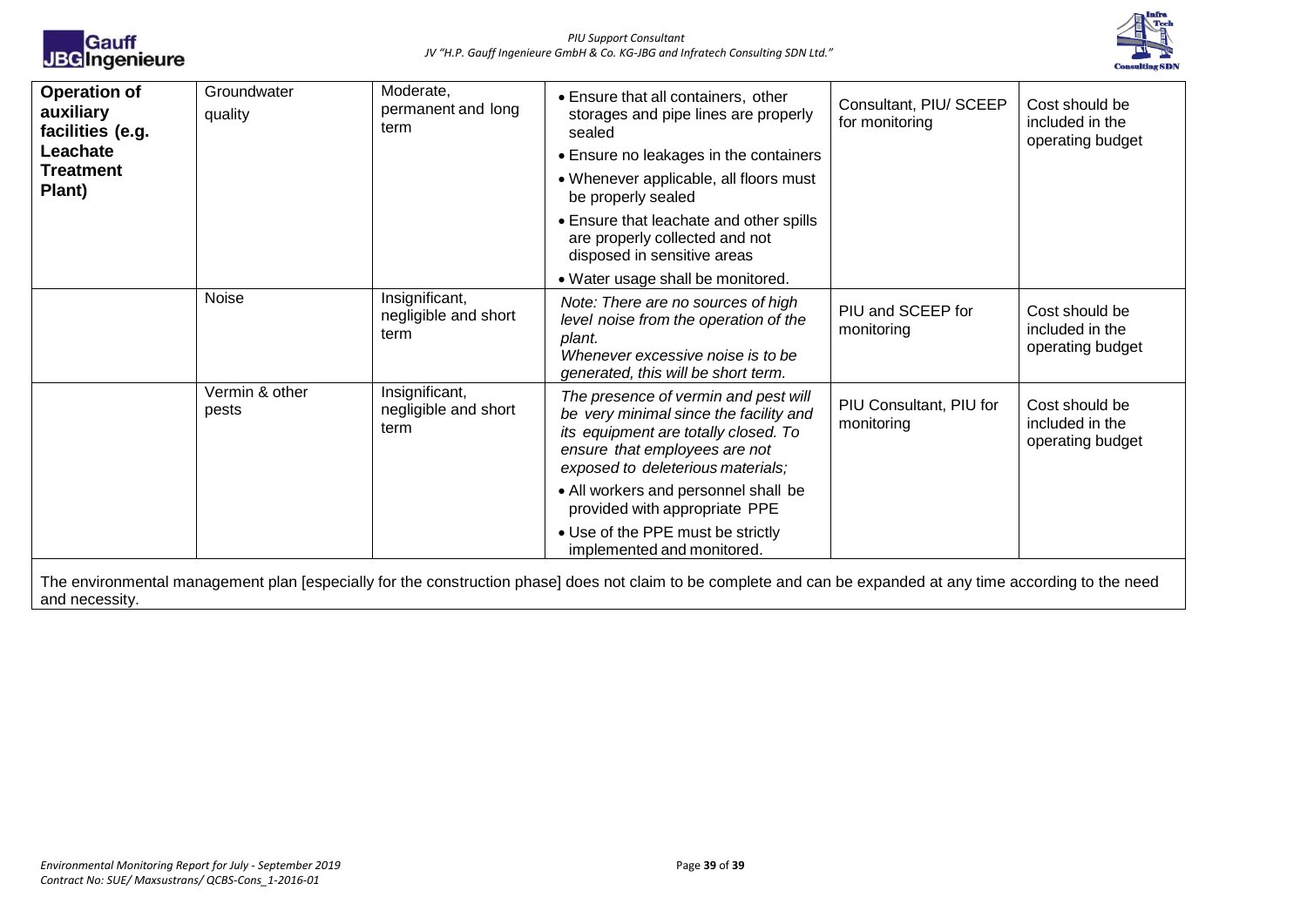| | | | | | |
|---|---|---|---|---|---|
| **Operation of auxiliary facilities (e.g. Leachate Treatment Plant)** | Groundwater quality | Moderate, permanent and long term | • Ensure that all containers, other storages and pipe lines are properly sealed<br>• Ensure no leakages in the containers<br>• Whenever applicable, all floors must be properly sealed<br>• Ensure that leachate and other spills are properly collected and not disposed in sensitive areas<br>• Water usage shall be monitored. | Consultant, PIU/ SCEEP for monitoring | Cost should be included in the operating budget |
| | Noise | Insignificant, negligible and short term | *Note: There are no sources of high level noise from the operation of the plant.*<br>*Whenever excessive noise is to be generated, this will be short term.* | PIU and SCEEP for monitoring | Cost should be included in the operating budget |
| | Vermin & other pests | Insignificant, negligible and short term | *The presence of vermin and pest will be very minimal since the facility and its equipment are totally closed. To ensure that employees are not exposed to deleterious materials;*<br>• All workers and personnel shall be provided with appropriate PPE<br>• Use of the PPE must be strictly implemented and monitored. | PIU Consultant, PIU for monitoring | Cost should be included in the operating budget |

The environmental management plan [especially for the construction phase] does not claim to be complete and can be expanded at any time according to the need and necessity.